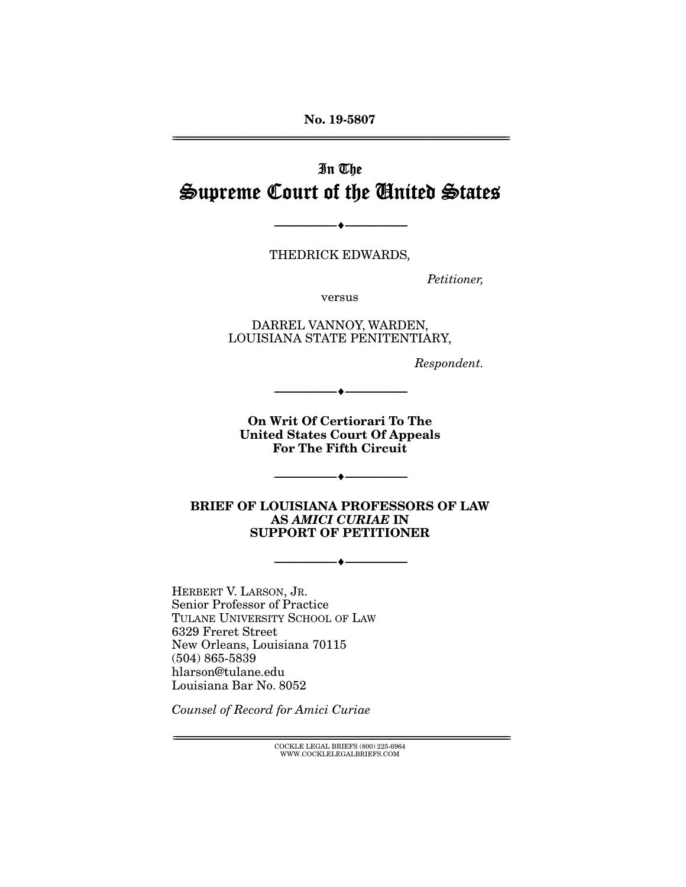No. 19-5807

# In The Supreme Court of the United States

---

THEDRICK EDWARDS,

*Petitioner,*

versus

DARREL VANNOY, WARDEN, LOUISIANA STATE PENITENTIARY,

*Respondent.*

---

**On Writ Of Certiorari To The United States Court Of Appeals For The Fifth Circuit**

---

**BRIEF OF LOUISIANA PROFESSORS OF LAW AS *AMICI CURIAE* IN SUPPORT OF PETITIONER**

---

HERBERT V. LARSON, JR.
Senior Professor of Practice
TULANE UNIVERSITY SCHOOL OF LAW
6329 Freret Street
New Orleans, Louisiana 70115
(504) 865-5839
hlarson@tulane.edu
Louisiana Bar No. 8052

*Counsel of Record for Amici Curiae*

COCKLE LEGAL BRIEFS (800) 225-6964
WWW.COCKLELEGALBRIEFS.COM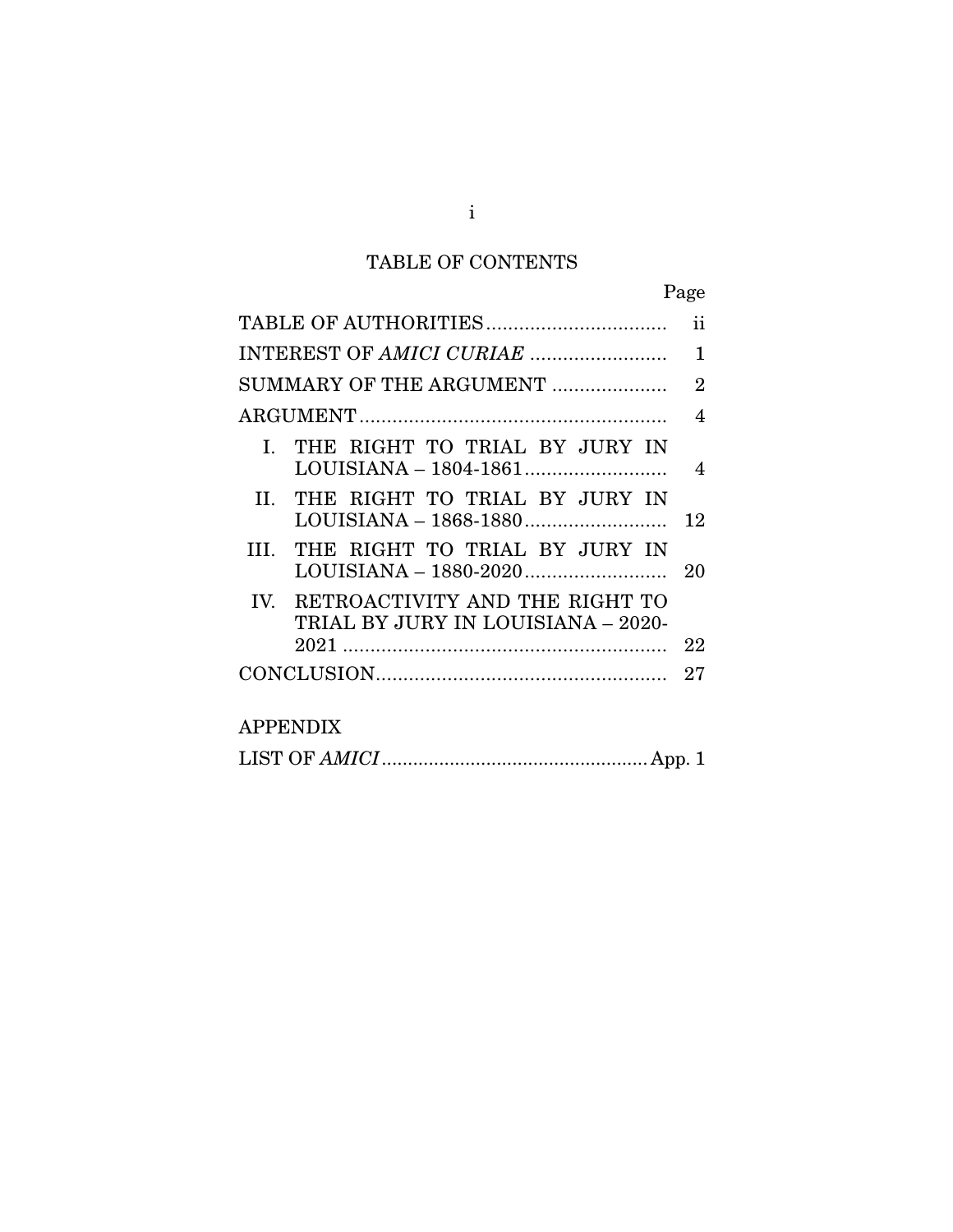# TABLE OF CONTENTS

| | Page |
|---|---|
| TABLE OF AUTHORITIES | ii |
| INTEREST OF *AMICI CURIAE* | 1 |
| SUMMARY OF THE ARGUMENT | 2 |
| ARGUMENT | 4 |
| I. THE RIGHT TO TRIAL BY JURY IN LOUISIANA – 1804-1861 | 4 |
| II. THE RIGHT TO TRIAL BY JURY IN LOUISIANA – 1868-1880 | 12 |
| III. THE RIGHT TO TRIAL BY JURY IN LOUISIANA – 1880-2020 | 20 |
| IV. RETROACTIVITY AND THE RIGHT TO TRIAL BY JURY IN LOUISIANA – 2020-2021 | 22 |
| CONCLUSION | 27 |

APPENDIX

| | |
|---|---|
| LIST OF *AMICI* | App. 1 |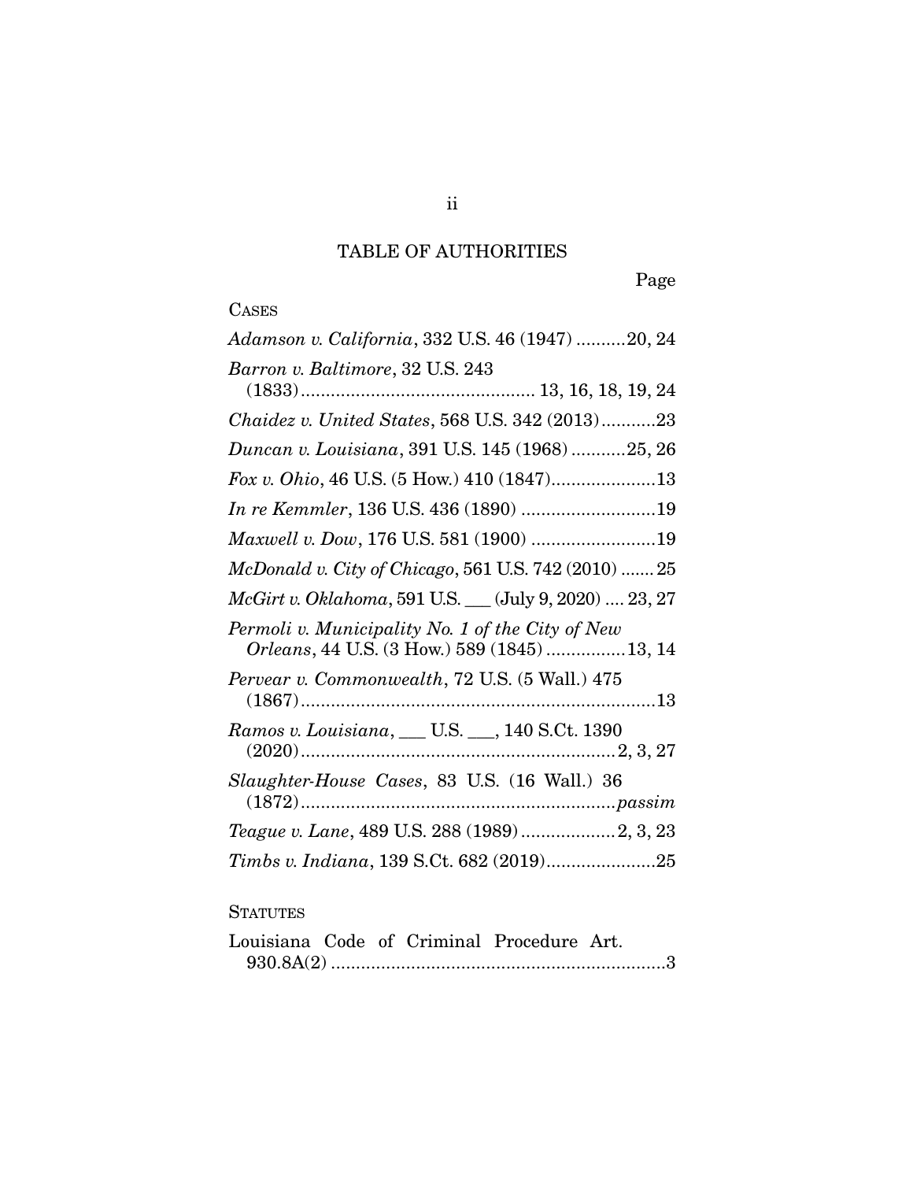# TABLE OF AUTHORITIES

Page

CASES

*Adamson v. California*, 332 U.S. 46 (1947) ..........20, 24

*Barron v. Baltimore*, 32 U.S. 243 (1833)............................................. 13, 16, 18, 19, 24

*Chaidez v. United States*, 568 U.S. 342 (2013)...........23

*Duncan v. Louisiana*, 391 U.S. 145 (1968) ...........25, 26

*Fox v. Ohio*, 46 U.S. (5 How.) 410 (1847).....................13

*In re Kemmler*, 136 U.S. 436 (1890) ...........................19

*Maxwell v. Dow*, 176 U.S. 581 (1900) .........................19

*McDonald v. City of Chicago*, 561 U.S. 742 (2010) ....... 25

*McGirt v. Oklahoma*, 591 U.S. ___ (July 9, 2020) .... 23, 27

*Permoli v. Municipality No. 1 of the City of New Orleans*, 44 U.S. (3 How.) 589 (1845) ................13, 14

*Pervear v. Commonwealth*, 72 U.S. (5 Wall.) 475 (1867).......................................................................13

*Ramos v. Louisiana*, ___ U.S. ___, 140 S.Ct. 1390 (2020).............................................................2, 3, 27

*Slaughter-House Cases*, 83 U.S. (16 Wall.) 36 (1872).............................................................*passim*

*Teague v. Lane*, 489 U.S. 288 (1989)...................2, 3, 23

*Timbs v. Indiana*, 139 S.Ct. 682 (2019)......................25

STATUTES

Louisiana Code of Criminal Procedure Art. 930.8A(2) ..................................................................3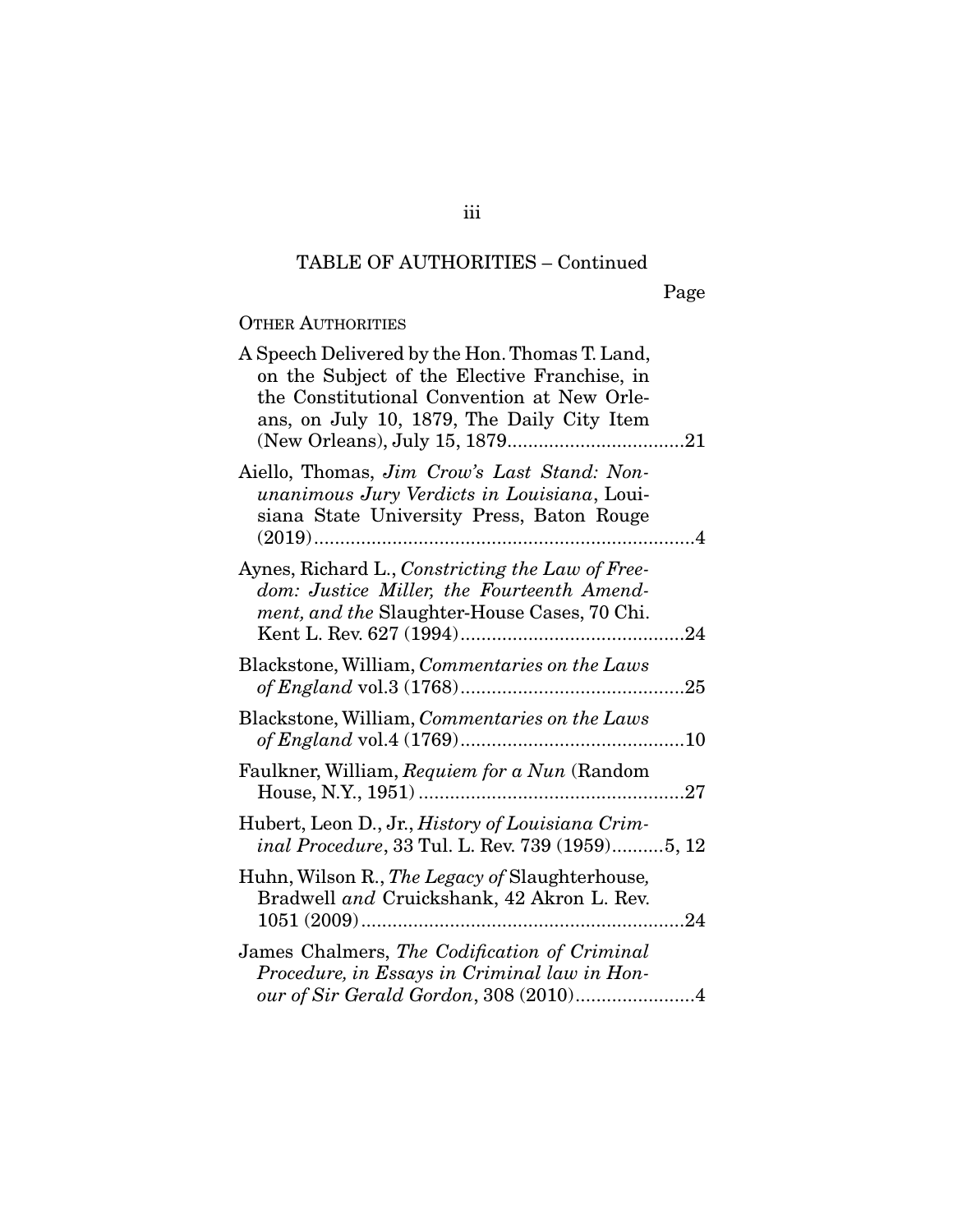TABLE OF AUTHORITIES – Continued

Page

OTHER AUTHORITIES

A Speech Delivered by the Hon. Thomas T. Land, on the Subject of the Elective Franchise, in the Constitutional Convention at New Orleans, on July 10, 1879, The Daily City Item (New Orleans), July 15, 1879....................................21

Aiello, Thomas, *Jim Crow's Last Stand: Nonunanimous Jury Verdicts in Louisiana*, Louisiana State University Press, Baton Rouge (2019)..........................................................................4

Aynes, Richard L., *Constricting the Law of Freedom: Justice Miller, the Fourteenth Amendment, and the* Slaughter-House Cases, 70 Chi. Kent L. Rev. 627 (1994)............................................24

Blackstone, William, *Commentaries on the Laws of England* vol.3 (1768)............................................25

Blackstone, William, *Commentaries on the Laws of England* vol.4 (1769)............................................10

Faulkner, William, *Requiem for a Nun* (Random House, N.Y., 1951) ....................................................27

Hubert, Leon D., Jr., *History of Louisiana Criminal Procedure*, 33 Tul. L. Rev. 739 (1959)..........5, 12

Huhn, Wilson R., *The Legacy of* Slaughterhouse*,* Bradwell *and* Cruickshank, 42 Akron L. Rev. 1051 (2009)...............................................................24

James Chalmers, *The Codification of Criminal Procedure, in Essays in Criminal law in Honour of Sir Gerald Gordon*, 308 (2010).......................4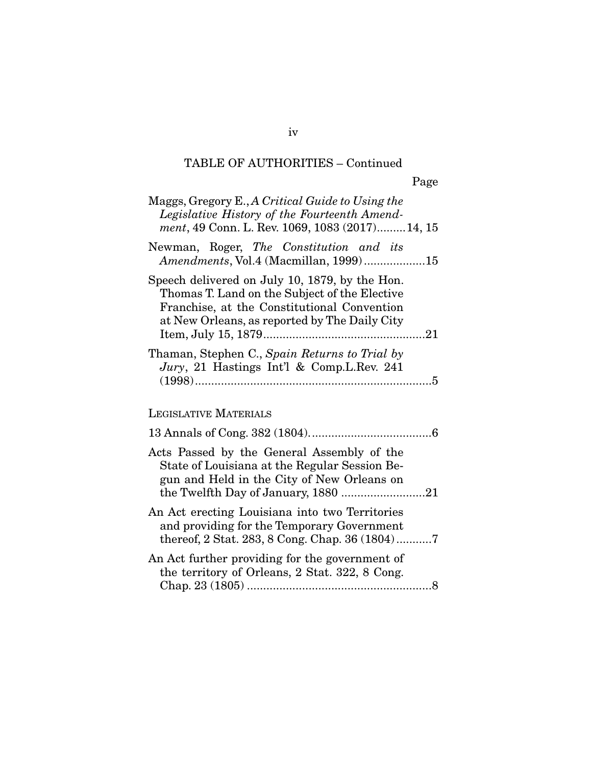TABLE OF AUTHORITIES – Continued

Page

Maggs, Gregory E., *A Critical Guide to Using the Legislative History of the Fourteenth Amendment*, 49 Conn. L. Rev. 1069, 1083 (2017).........14, 15

Newman, Roger, *The Constitution and its Amendments*, Vol.4 (Macmillan, 1999)...................15

Speech delivered on July 10, 1879, by the Hon. Thomas T. Land on the Subject of the Elective Franchise, at the Constitutional Convention at New Orleans, as reported by The Daily City Item, July 15, 1879..................................................21

Thaman, Stephen C., *Spain Returns to Trial by Jury*, 21 Hastings Int'l & Comp.L.Rev. 241 (1998).........................................................................5

LEGISLATIVE MATERIALS

13 Annals of Cong. 382 (1804)......................................6

Acts Passed by the General Assembly of the State of Louisiana at the Regular Session Begun and Held in the City of New Orleans on the Twelfth Day of January, 1880 ..........................21

An Act erecting Louisiana into two Territories and providing for the Temporary Government thereof, 2 Stat. 283, 8 Cong. Chap. 36 (1804)...........7

An Act further providing for the government of the territory of Orleans, 2 Stat. 322, 8 Cong. Chap. 23 (1805) .........................................................8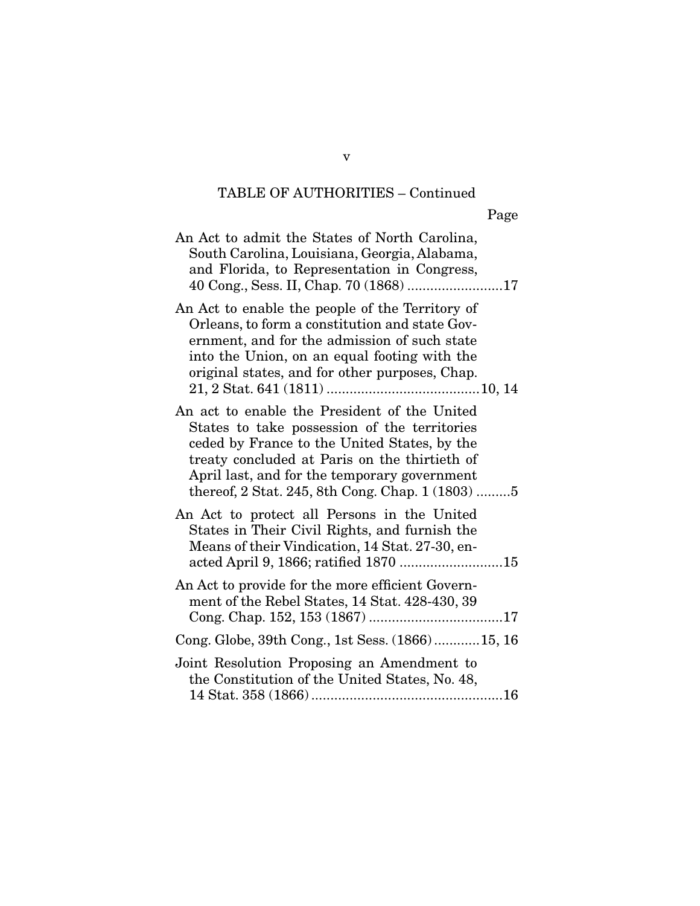TABLE OF AUTHORITIES – Continued

Page

An Act to admit the States of North Carolina, South Carolina, Louisiana, Georgia, Alabama, and Florida, to Representation in Congress, 40 Cong., Sess. II, Chap. 70 (1868) .........................17

An Act to enable the people of the Territory of Orleans, to form a constitution and state Government, and for the admission of such state into the Union, on an equal footing with the original states, and for other purposes, Chap. 21, 2 Stat. 641 (1811) ........................................10, 14

An act to enable the President of the United States to take possession of the territories ceded by France to the United States, by the treaty concluded at Paris on the thirtieth of April last, and for the temporary government thereof, 2 Stat. 245, 8th Cong. Chap. 1 (1803) .........5

An Act to protect all Persons in the United States in Their Civil Rights, and furnish the Means of their Vindication, 14 Stat. 27-30, enacted April 9, 1866; ratified 1870 ...........................15

An Act to provide for the more efficient Government of the Rebel States, 14 Stat. 428-430, 39 Cong. Chap. 152, 153 (1867) ...................................17

Cong. Globe, 39th Cong., 1st Sess. (1866) ............15, 16

Joint Resolution Proposing an Amendment to the Constitution of the United States, No. 48, 14 Stat. 358 (1866) ..................................................16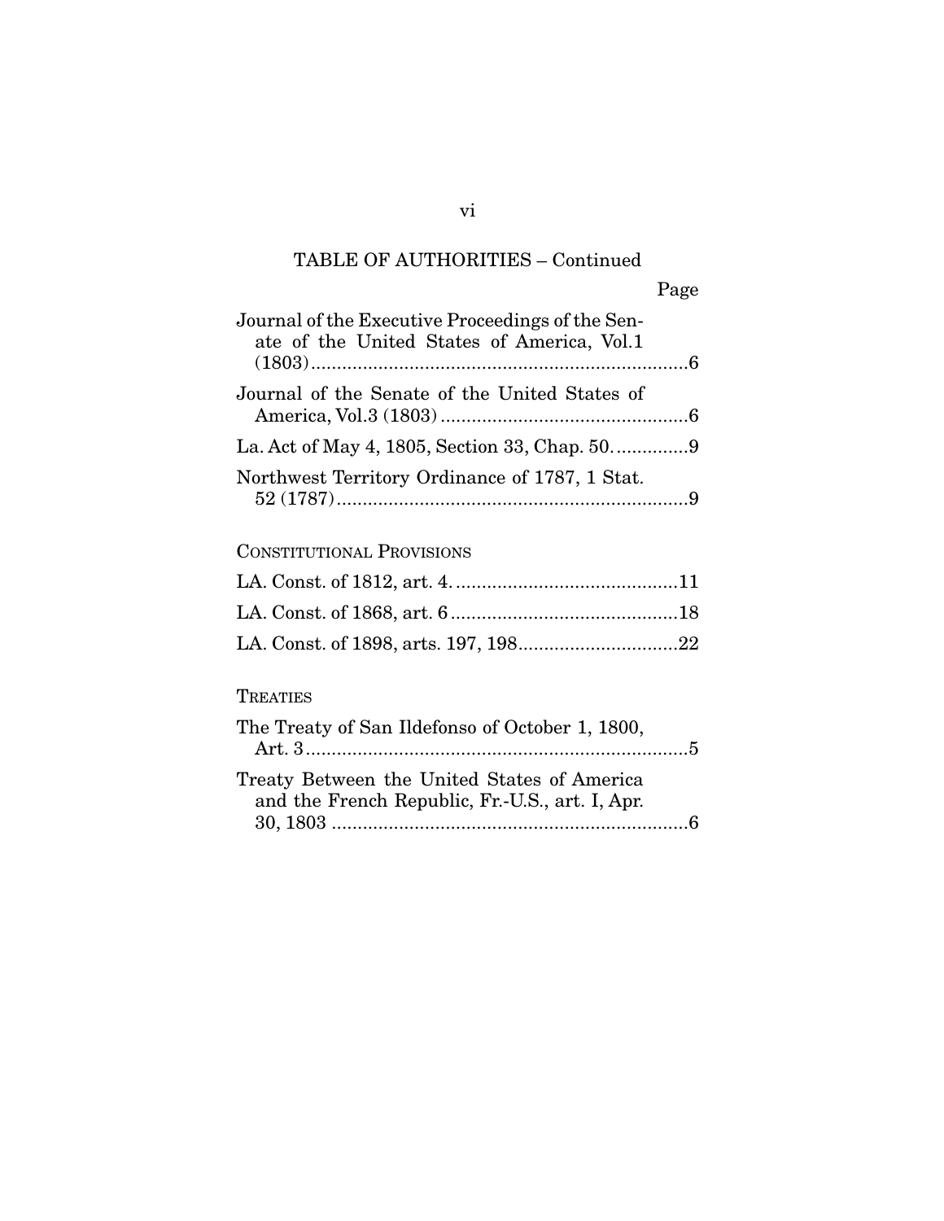TABLE OF AUTHORITIES – Continued

Page

Journal of the Executive Proceedings of the Senate of the United States of America, Vol.1 (1803)........................................................................6

Journal of the Senate of the United States of America, Vol.3 (1803)................................................6

La. Act of May 4, 1805, Section 33, Chap. 50..............9

Northwest Territory Ordinance of 1787, 1 Stat. 52 (1787)....................................................................9

CONSTITUTIONAL PROVISIONS

LA. Const. of 1812, art. 4...........................................11

LA. Const. of 1868, art. 6............................................18

LA. Const. of 1898, arts. 197, 198...............................22

TREATIES

The Treaty of San Ildefonso of October 1, 1800, Art. 3..........................................................................5

Treaty Between the United States of America and the French Republic, Fr.-U.S., art. I, Apr. 30, 1803 .....................................................................6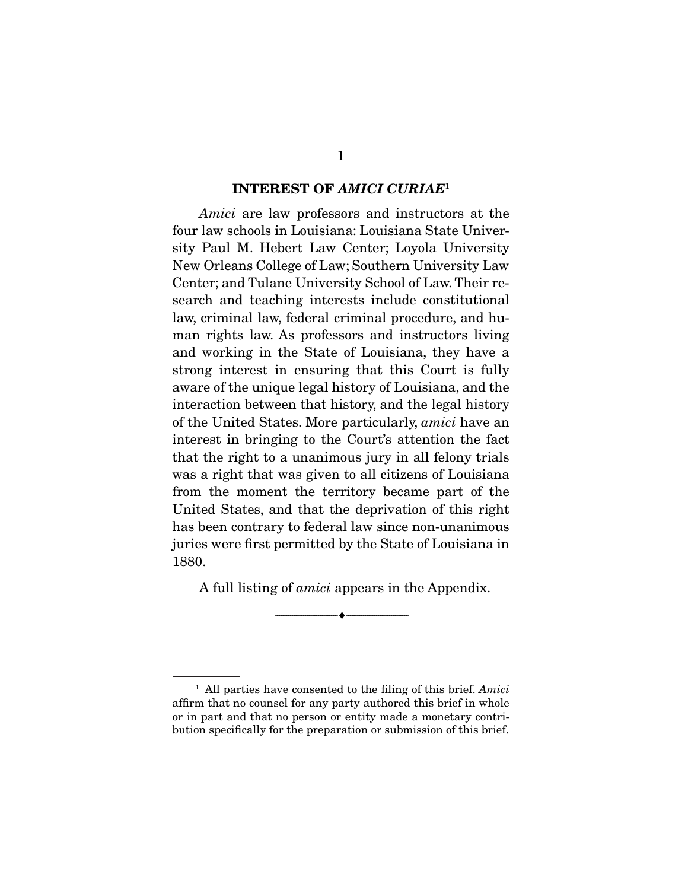## INTEREST OF *AMICI CURIAE*[1]

*Amici* are law professors and instructors at the four law schools in Louisiana: Louisiana State University Paul M. Hebert Law Center; Loyola University New Orleans College of Law; Southern University Law Center; and Tulane University School of Law. Their research and teaching interests include constitutional law, criminal law, federal criminal procedure, and human rights law. As professors and instructors living and working in the State of Louisiana, they have a strong interest in ensuring that this Court is fully aware of the unique legal history of Louisiana, and the interaction between that history, and the legal history of the United States. More particularly, *amici* have an interest in bringing to the Court's attention the fact that the right to a unanimous jury in all felony trials was a right that was given to all citizens of Louisiana from the moment the territory became part of the United States, and that the deprivation of this right has been contrary to federal law since non-unanimous juries were first permitted by the State of Louisiana in 1880.

A full listing of *amici* appears in the Appendix.

---

[1] All parties have consented to the filing of this brief. *Amici* affirm that no counsel for any party authored this brief in whole or in part and that no person or entity made a monetary contribution specifically for the preparation or submission of this brief.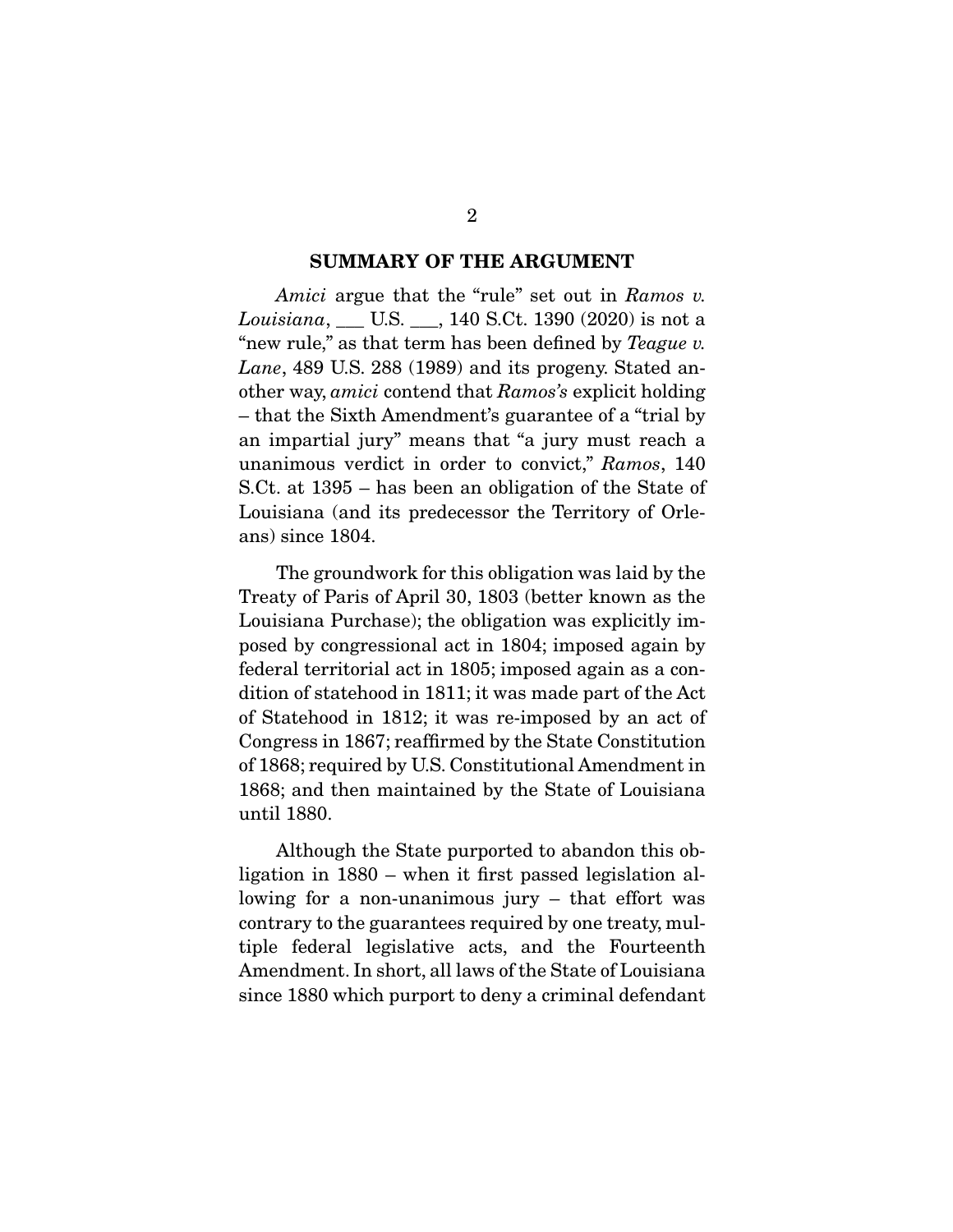## SUMMARY OF THE ARGUMENT

*Amici* argue that the "rule" set out in *Ramos v. Louisiana*, ___ U.S. ___, 140 S.Ct. 1390 (2020) is not a "new rule," as that term has been defined by *Teague v. Lane*, 489 U.S. 288 (1989) and its progeny. Stated another way, *amici* contend that *Ramos's* explicit holding – that the Sixth Amendment's guarantee of a "trial by an impartial jury" means that "a jury must reach a unanimous verdict in order to convict," *Ramos*, 140 S.Ct. at 1395 – has been an obligation of the State of Louisiana (and its predecessor the Territory of Orleans) since 1804.

The groundwork for this obligation was laid by the Treaty of Paris of April 30, 1803 (better known as the Louisiana Purchase); the obligation was explicitly imposed by congressional act in 1804; imposed again by federal territorial act in 1805; imposed again as a condition of statehood in 1811; it was made part of the Act of Statehood in 1812; it was re-imposed by an act of Congress in 1867; reaffirmed by the State Constitution of 1868; required by U.S. Constitutional Amendment in 1868; and then maintained by the State of Louisiana until 1880.

Although the State purported to abandon this obligation in 1880 – when it first passed legislation allowing for a non-unanimous jury – that effort was contrary to the guarantees required by one treaty, multiple federal legislative acts, and the Fourteenth Amendment. In short, all laws of the State of Louisiana since 1880 which purport to deny a criminal defendant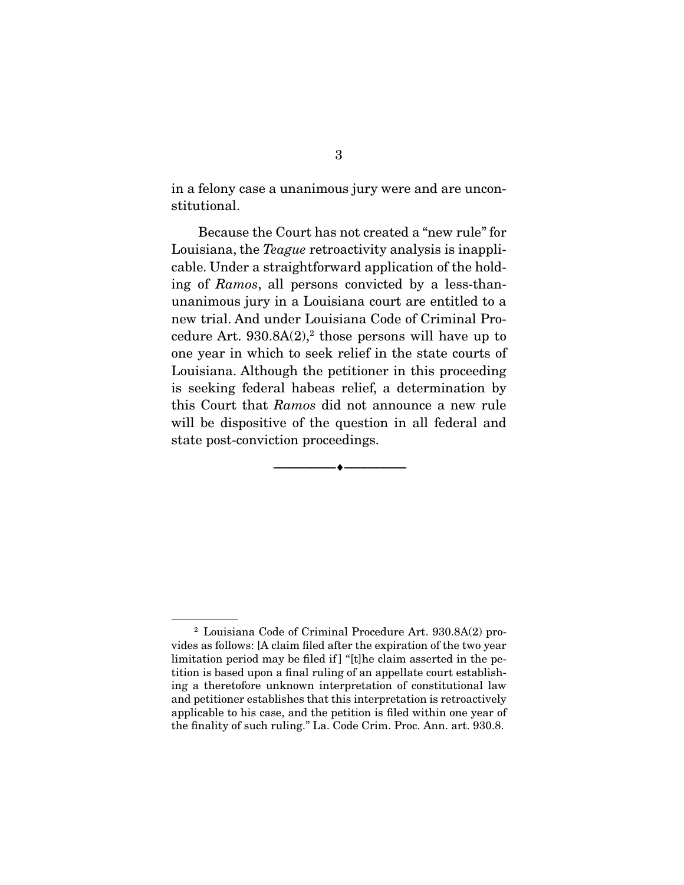in a felony case a unanimous jury were and are unconstitutional.

Because the Court has not created a "new rule" for Louisiana, the *Teague* retroactivity analysis is inapplicable. Under a straightforward application of the holding of *Ramos*, all persons convicted by a less-than-unanimous jury in a Louisiana court are entitled to a new trial. And under Louisiana Code of Criminal Procedure Art. 930.8A(2),[2] those persons will have up to one year in which to seek relief in the state courts of Louisiana. Although the petitioner in this proceeding is seeking federal habeas relief, a determination by this Court that *Ramos* did not announce a new rule will be dispositive of the question in all federal and state post-conviction proceedings.

---

[2] Louisiana Code of Criminal Procedure Art. 930.8A(2) provides as follows: [A claim filed after the expiration of the two year limitation period may be filed if] "[t]he claim asserted in the petition is based upon a final ruling of an appellate court establishing a theretofore unknown interpretation of constitutional law and petitioner establishes that this interpretation is retroactively applicable to his case, and the petition is filed within one year of the finality of such ruling." La. Code Crim. Proc. Ann. art. 930.8.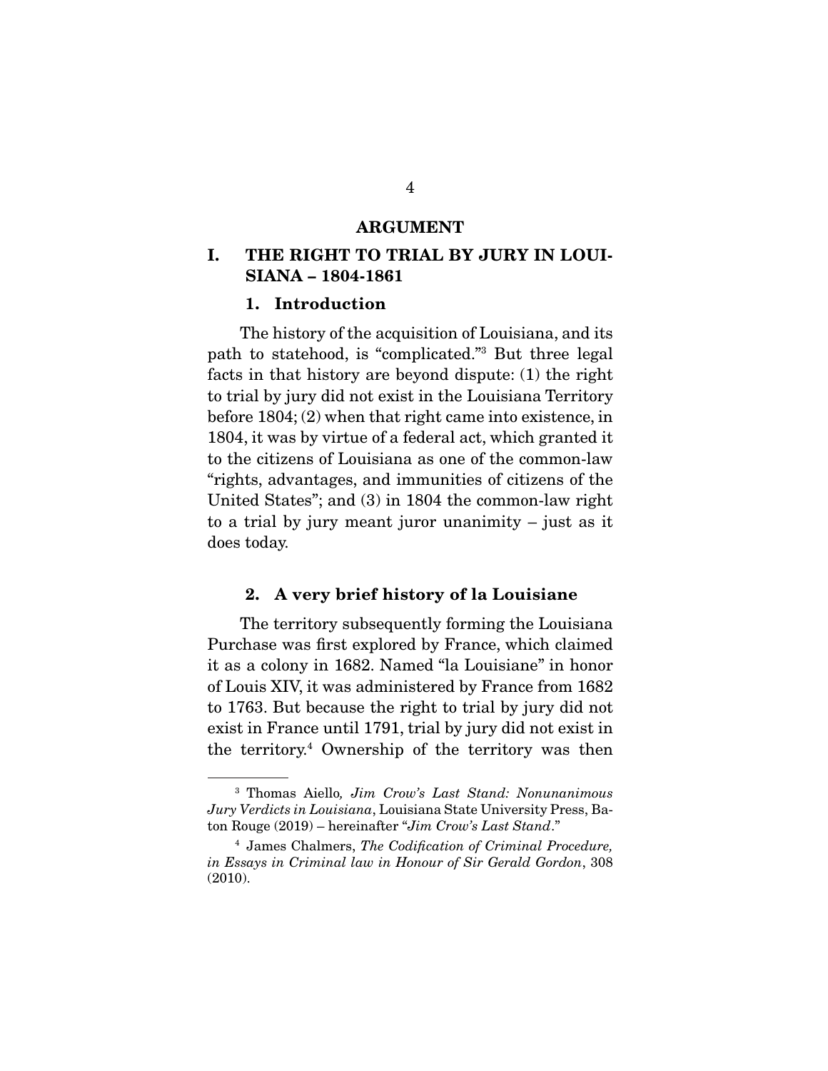## ARGUMENT

### I. THE RIGHT TO TRIAL BY JURY IN LOUISIANA – 1804-1861

#### 1. Introduction

The history of the acquisition of Louisiana, and its path to statehood, is "complicated."[3] But three legal facts in that history are beyond dispute: (1) the right to trial by jury did not exist in the Louisiana Territory before 1804; (2) when that right came into existence, in 1804, it was by virtue of a federal act, which granted it to the citizens of Louisiana as one of the common-law "rights, advantages, and immunities of citizens of the United States"; and (3) in 1804 the common-law right to a trial by jury meant juror unanimity – just as it does today.

#### 2. A very brief history of la Louisiane

The territory subsequently forming the Louisiana Purchase was first explored by France, which claimed it as a colony in 1682. Named "la Louisiane" in honor of Louis XIV, it was administered by France from 1682 to 1763. But because the right to trial by jury did not exist in France until 1791, trial by jury did not exist in the territory.[4] Ownership of the territory was then

---

[3] Thomas Aiello, *Jim Crow's Last Stand: Nonunanimous Jury Verdicts in Louisiana*, Louisiana State University Press, Baton Rouge (2019) – hereinafter "*Jim Crow's Last Stand*."

[4] James Chalmers, *The Codification of Criminal Procedure, in Essays in Criminal law in Honour of Sir Gerald Gordon*, 308 (2010).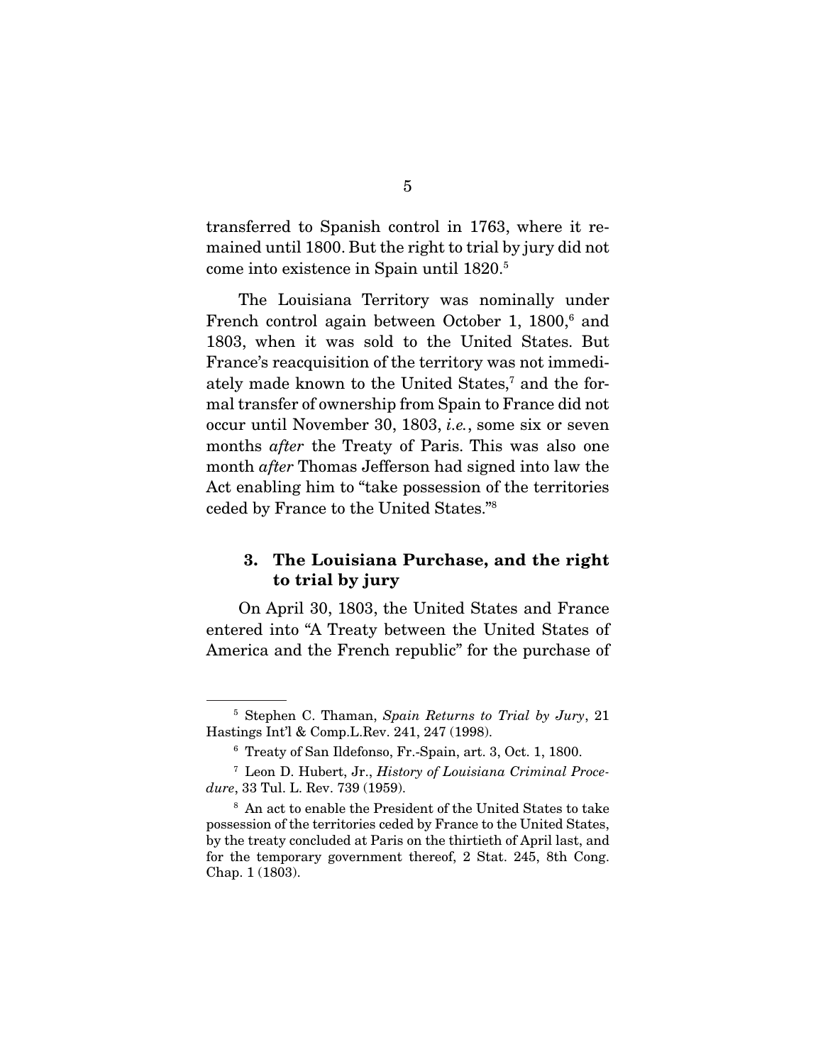transferred to Spanish control in 1763, where it remained until 1800. But the right to trial by jury did not come into existence in Spain until 1820.[5]

The Louisiana Territory was nominally under French control again between October 1, 1800,[6] and 1803, when it was sold to the United States. But France's reacquisition of the territory was not immediately made known to the United States,[7] and the formal transfer of ownership from Spain to France did not occur until November 30, 1803, *i.e.*, some six or seven months *after* the Treaty of Paris. This was also one month *after* Thomas Jefferson had signed into law the Act enabling him to "take possession of the territories ceded by France to the United States."[8]

### 3. The Louisiana Purchase, and the right to trial by jury

On April 30, 1803, the United States and France entered into "A Treaty between the United States of America and the French republic" for the purchase of

---

[5] Stephen C. Thaman, *Spain Returns to Trial by Jury*, 21 Hastings Int'l & Comp.L.Rev. 241, 247 (1998).

[6] Treaty of San Ildefonso, Fr.-Spain, art. 3, Oct. 1, 1800.

[7] Leon D. Hubert, Jr., *History of Louisiana Criminal Procedure*, 33 Tul. L. Rev. 739 (1959).

[8] An act to enable the President of the United States to take possession of the territories ceded by France to the United States, by the treaty concluded at Paris on the thirtieth of April last, and for the temporary government thereof, 2 Stat. 245, 8th Cong. Chap. 1 (1803).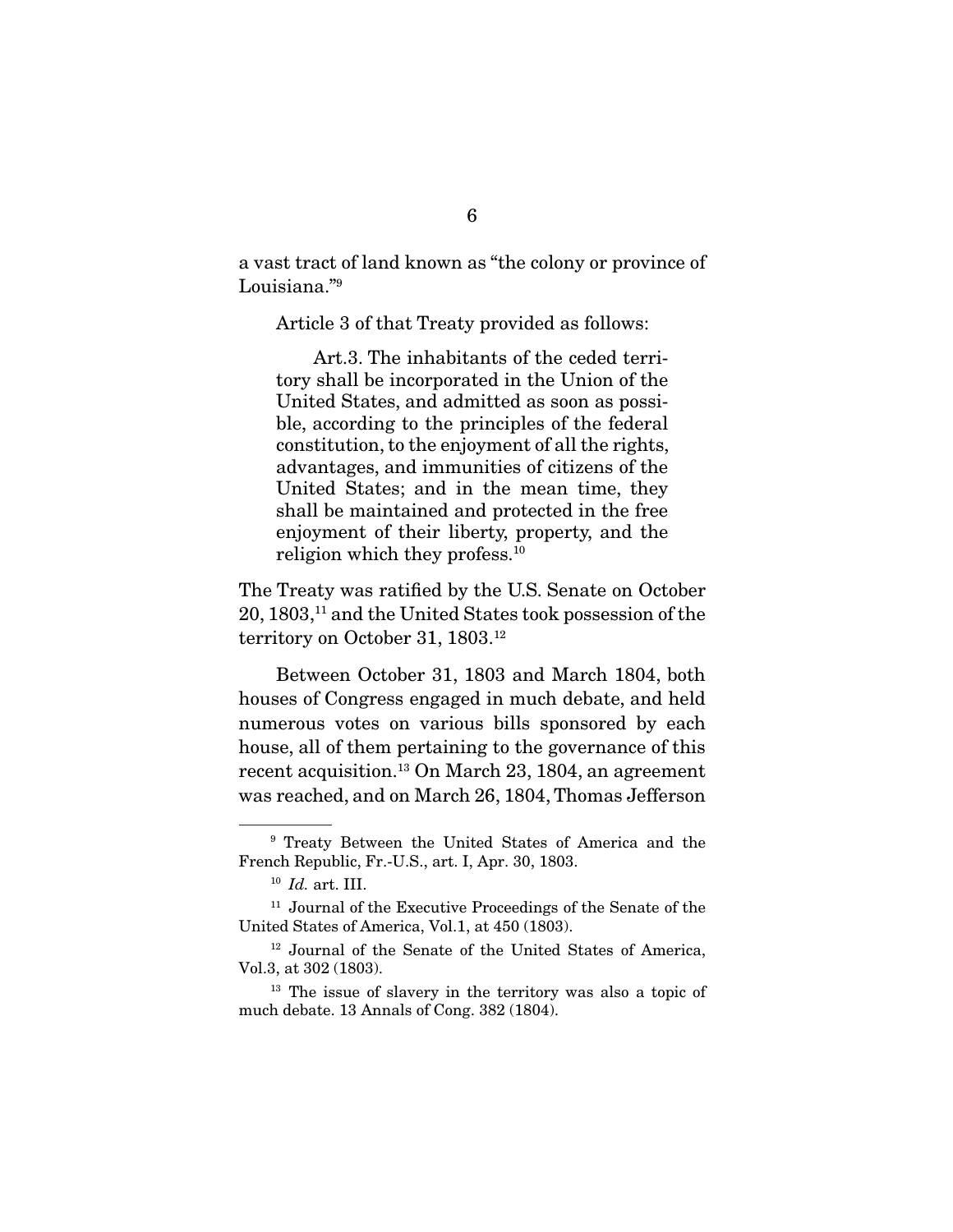a vast tract of land known as "the colony or province of Louisiana."[9]

Article 3 of that Treaty provided as follows:

> Art.3. The inhabitants of the ceded territory shall be incorporated in the Union of the United States, and admitted as soon as possible, according to the principles of the federal constitution, to the enjoyment of all the rights, advantages, and immunities of citizens of the United States; and in the mean time, they shall be maintained and protected in the free enjoyment of their liberty, property, and the religion which they profess.[10]

The Treaty was ratified by the U.S. Senate on October 20, 1803,[11] and the United States took possession of the territory on October 31, 1803.[12]

Between October 31, 1803 and March 1804, both houses of Congress engaged in much debate, and held numerous votes on various bills sponsored by each house, all of them pertaining to the governance of this recent acquisition.[13] On March 23, 1804, an agreement was reached, and on March 26, 1804, Thomas Jefferson

---

[9] Treaty Between the United States of America and the French Republic, Fr.-U.S., art. I, Apr. 30, 1803.

[10] *Id.* art. III.

[11] Journal of the Executive Proceedings of the Senate of the United States of America, Vol.1, at 450 (1803).

[12] Journal of the Senate of the United States of America, Vol.3, at 302 (1803).

[13] The issue of slavery in the territory was also a topic of much debate. 13 Annals of Cong. 382 (1804).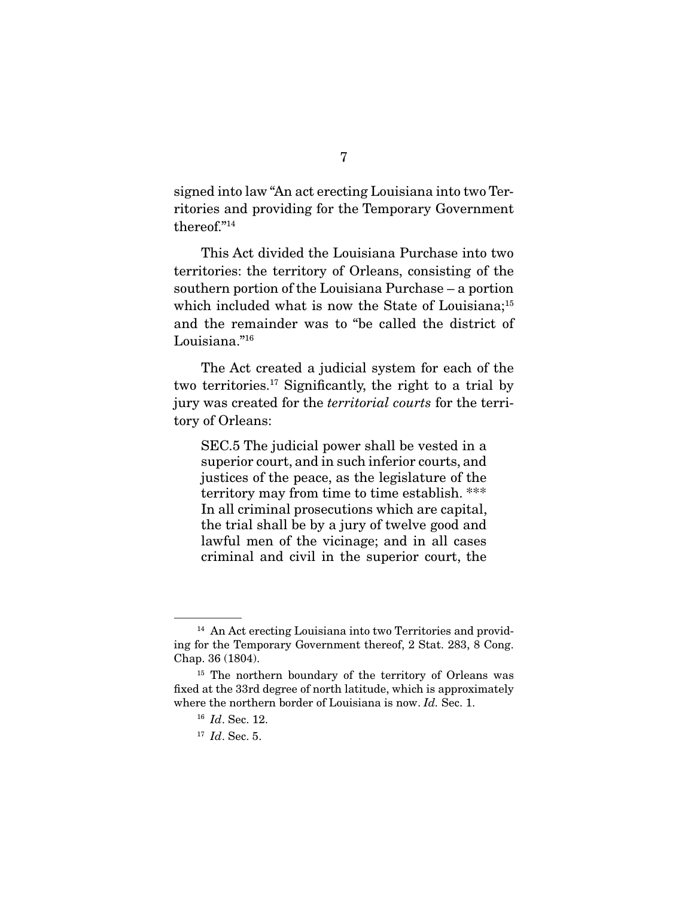signed into law "An act erecting Louisiana into two Territories and providing for the Temporary Government thereof."[14]

This Act divided the Louisiana Purchase into two territories: the territory of Orleans, consisting of the southern portion of the Louisiana Purchase – a portion which included what is now the State of Louisiana;[15] and the remainder was to "be called the district of Louisiana."[16]

The Act created a judicial system for each of the two territories.[17] Significantly, the right to a trial by jury was created for the *territorial courts* for the territory of Orleans:

> SEC.5 The judicial power shall be vested in a superior court, and in such inferior courts, and justices of the peace, as the legislature of the territory may from time to time establish. *** In all criminal prosecutions which are capital, the trial shall be by a jury of twelve good and lawful men of the vicinage; and in all cases criminal and civil in the superior court, the

---

[14] An Act erecting Louisiana into two Territories and providing for the Temporary Government thereof, 2 Stat. 283, 8 Cong. Chap. 36 (1804).

[15] The northern boundary of the territory of Orleans was fixed at the 33rd degree of north latitude, which is approximately where the northern border of Louisiana is now. *Id.* Sec. 1.

[16] *Id*. Sec. 12.

[17] *Id*. Sec. 5.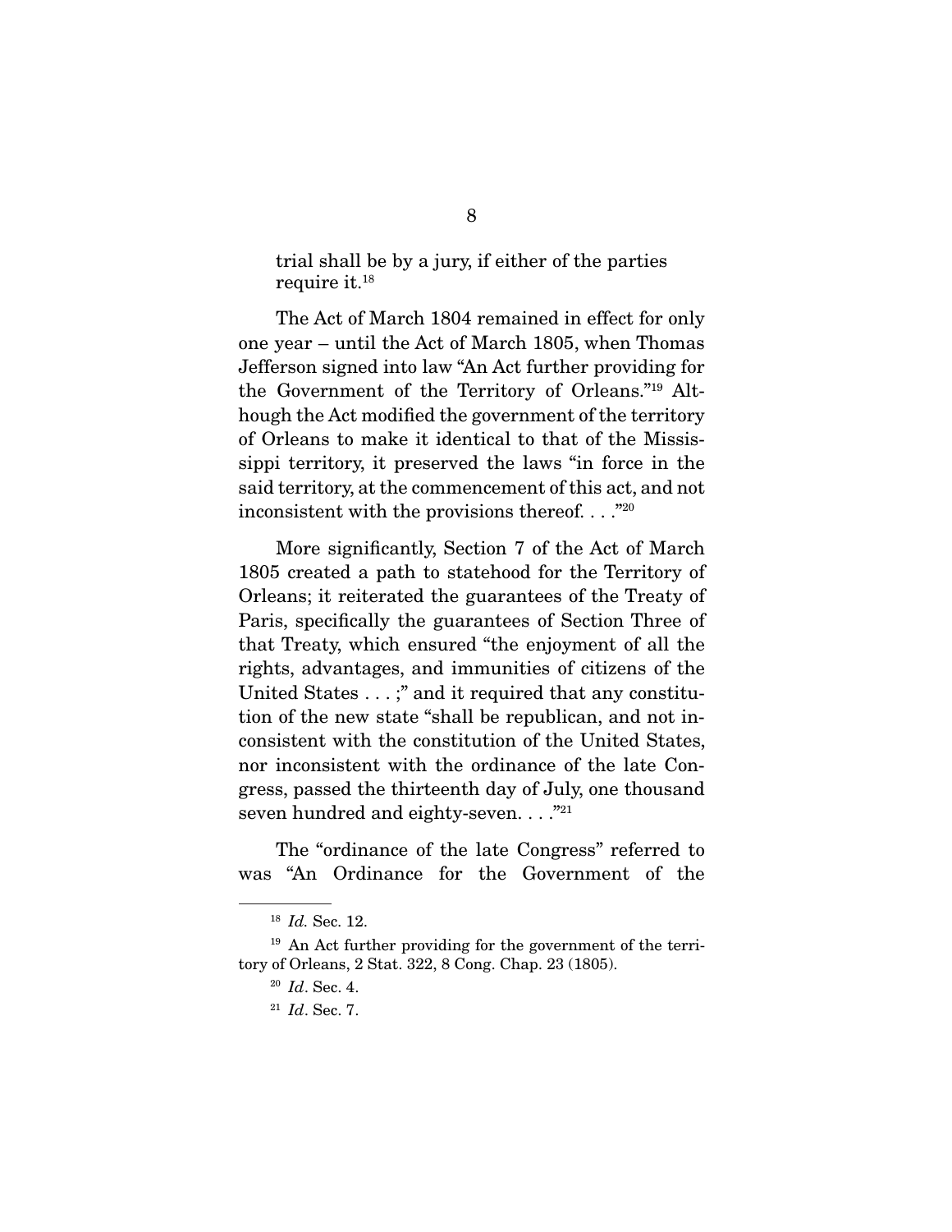trial shall be by a jury, if either of the parties require it.[18]

The Act of March 1804 remained in effect for only one year – until the Act of March 1805, when Thomas Jefferson signed into law "An Act further providing for the Government of the Territory of Orleans."[19] Although the Act modified the government of the territory of Orleans to make it identical to that of the Mississippi territory, it preserved the laws "in force in the said territory, at the commencement of this act, and not inconsistent with the provisions thereof. . . ."[20]

More significantly, Section 7 of the Act of March 1805 created a path to statehood for the Territory of Orleans; it reiterated the guarantees of the Treaty of Paris, specifically the guarantees of Section Three of that Treaty, which ensured "the enjoyment of all the rights, advantages, and immunities of citizens of the United States . . . ;" and it required that any constitution of the new state "shall be republican, and not inconsistent with the constitution of the United States, nor inconsistent with the ordinance of the late Congress, passed the thirteenth day of July, one thousand seven hundred and eighty-seven. . . ."[21]

The "ordinance of the late Congress" referred to was "An Ordinance for the Government of the

---

[18] *Id.* Sec. 12.

[19] An Act further providing for the government of the territory of Orleans, 2 Stat. 322, 8 Cong. Chap. 23 (1805).

[20] *Id*. Sec. 4.

[21] *Id*. Sec. 7.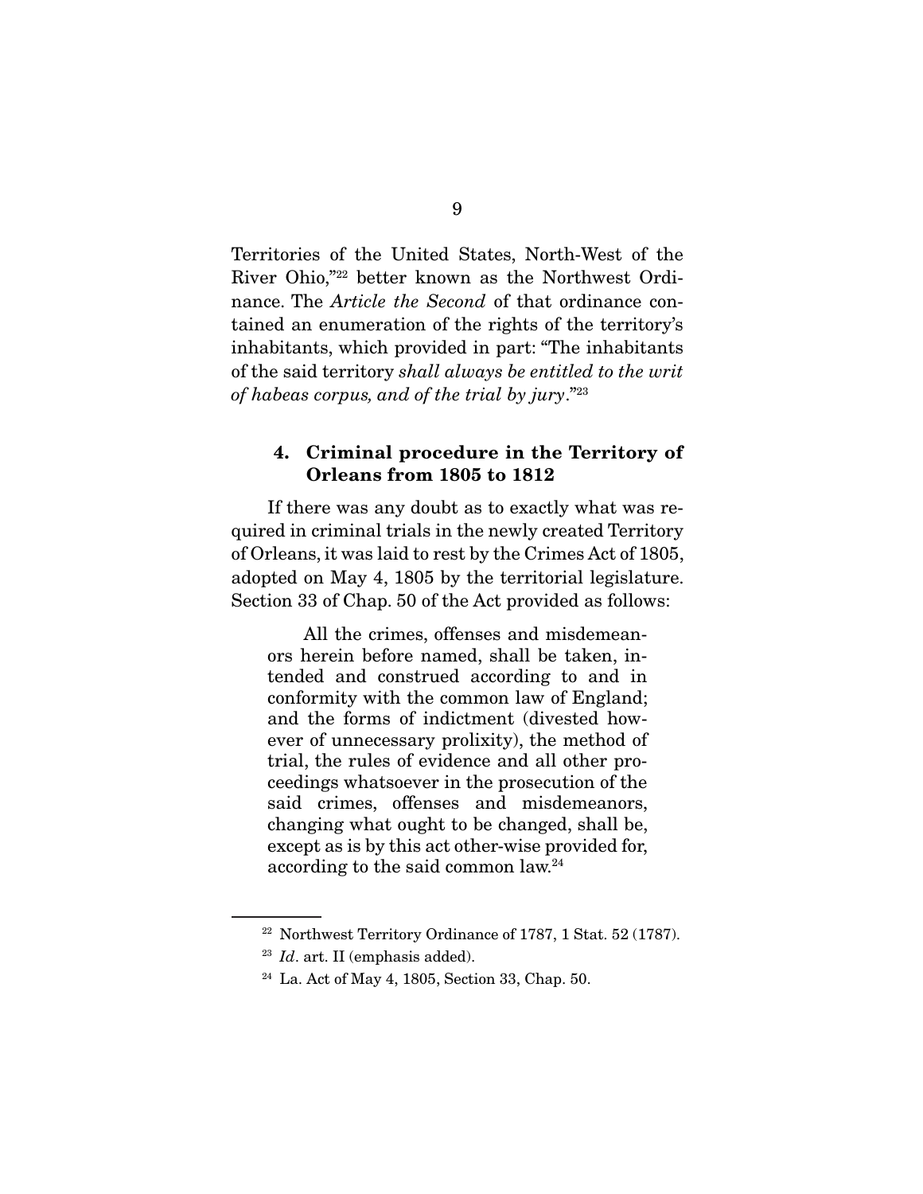Territories of the United States, North-West of the River Ohio,"[22] better known as the Northwest Ordinance. The *Article the Second* of that ordinance contained an enumeration of the rights of the territory's inhabitants, which provided in part: "The inhabitants of the said territory *shall always be entitled to the writ of habeas corpus, and of the trial by jury*."[23]

### 4. Criminal procedure in the Territory of Orleans from 1805 to 1812

If there was any doubt as to exactly what was required in criminal trials in the newly created Territory of Orleans, it was laid to rest by the Crimes Act of 1805, adopted on May 4, 1805 by the territorial legislature. Section 33 of Chap. 50 of the Act provided as follows:

> All the crimes, offenses and misdemeanors herein before named, shall be taken, intended and construed according to and in conformity with the common law of England; and the forms of indictment (divested however of unnecessary prolixity), the method of trial, the rules of evidence and all other proceedings whatsoever in the prosecution of the said crimes, offenses and misdemeanors, changing what ought to be changed, shall be, except as is by this act other-wise provided for, according to the said common law.[24]

---

[22] Northwest Territory Ordinance of 1787, 1 Stat. 52 (1787).

[23] *Id*. art. II (emphasis added).

[24] La. Act of May 4, 1805, Section 33, Chap. 50.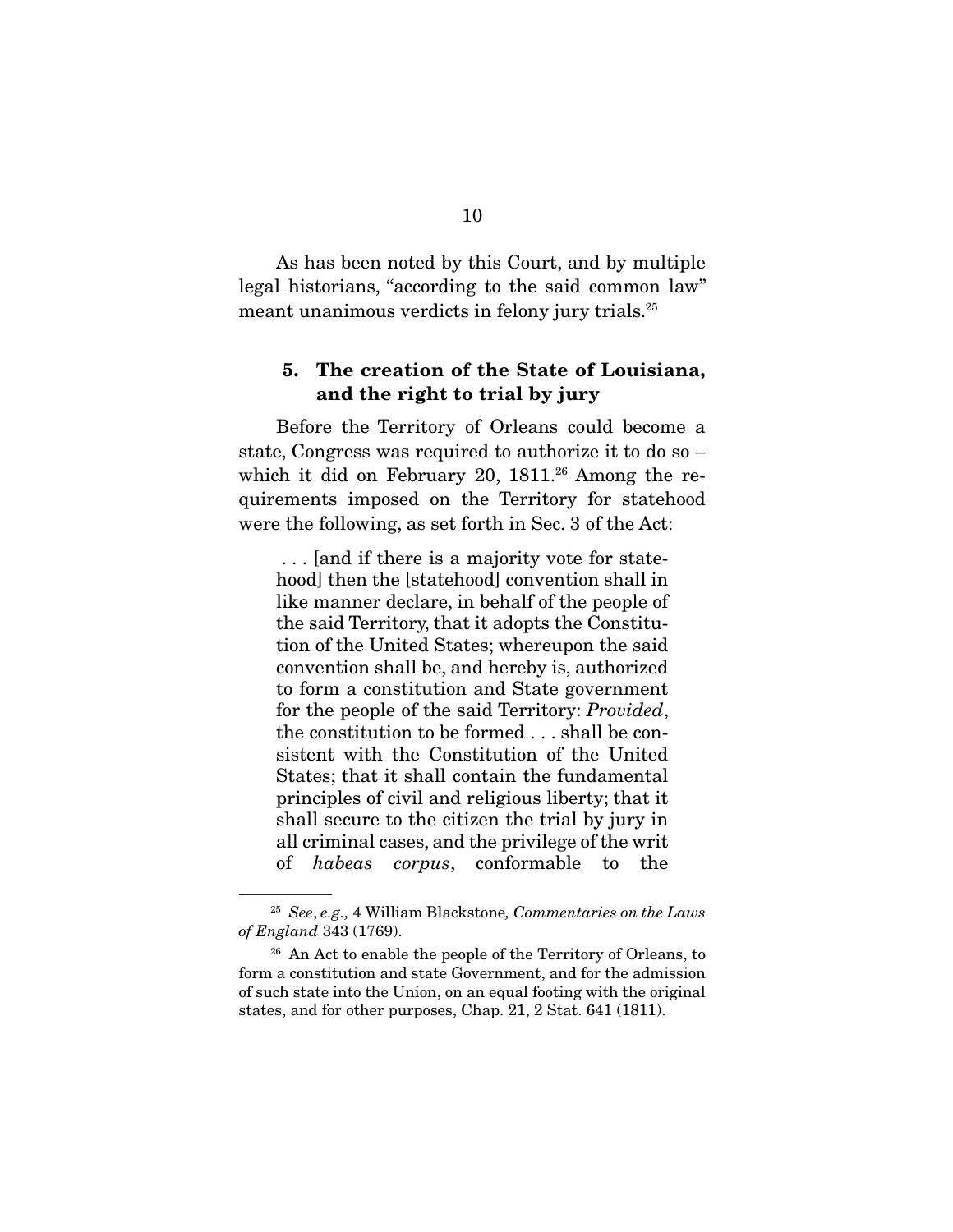As has been noted by this Court, and by multiple legal historians, "according to the said common law" meant unanimous verdicts in felony jury trials.[25]

### 5. The creation of the State of Louisiana, and the right to trial by jury

Before the Territory of Orleans could become a state, Congress was required to authorize it to do so – which it did on February 20, 1811.[26] Among the requirements imposed on the Territory for statehood were the following, as set forth in Sec. 3 of the Act:

> . . . [and if there is a majority vote for statehood] then the [statehood] convention shall in like manner declare, in behalf of the people of the said Territory, that it adopts the Constitution of the United States; whereupon the said convention shall be, and hereby is, authorized to form a constitution and State government for the people of the said Territory: *Provided*, the constitution to be formed . . . shall be consistent with the Constitution of the United States; that it shall contain the fundamental principles of civil and religious liberty; that it shall secure to the citizen the trial by jury in all criminal cases, and the privilege of the writ of *habeas corpus*, conformable to the

---

[25] *See*, *e.g.,* 4 William Blackstone*, Commentaries on the Laws of England* 343 (1769).

[26] An Act to enable the people of the Territory of Orleans, to form a constitution and state Government, and for the admission of such state into the Union, on an equal footing with the original states, and for other purposes, Chap. 21, 2 Stat. 641 (1811).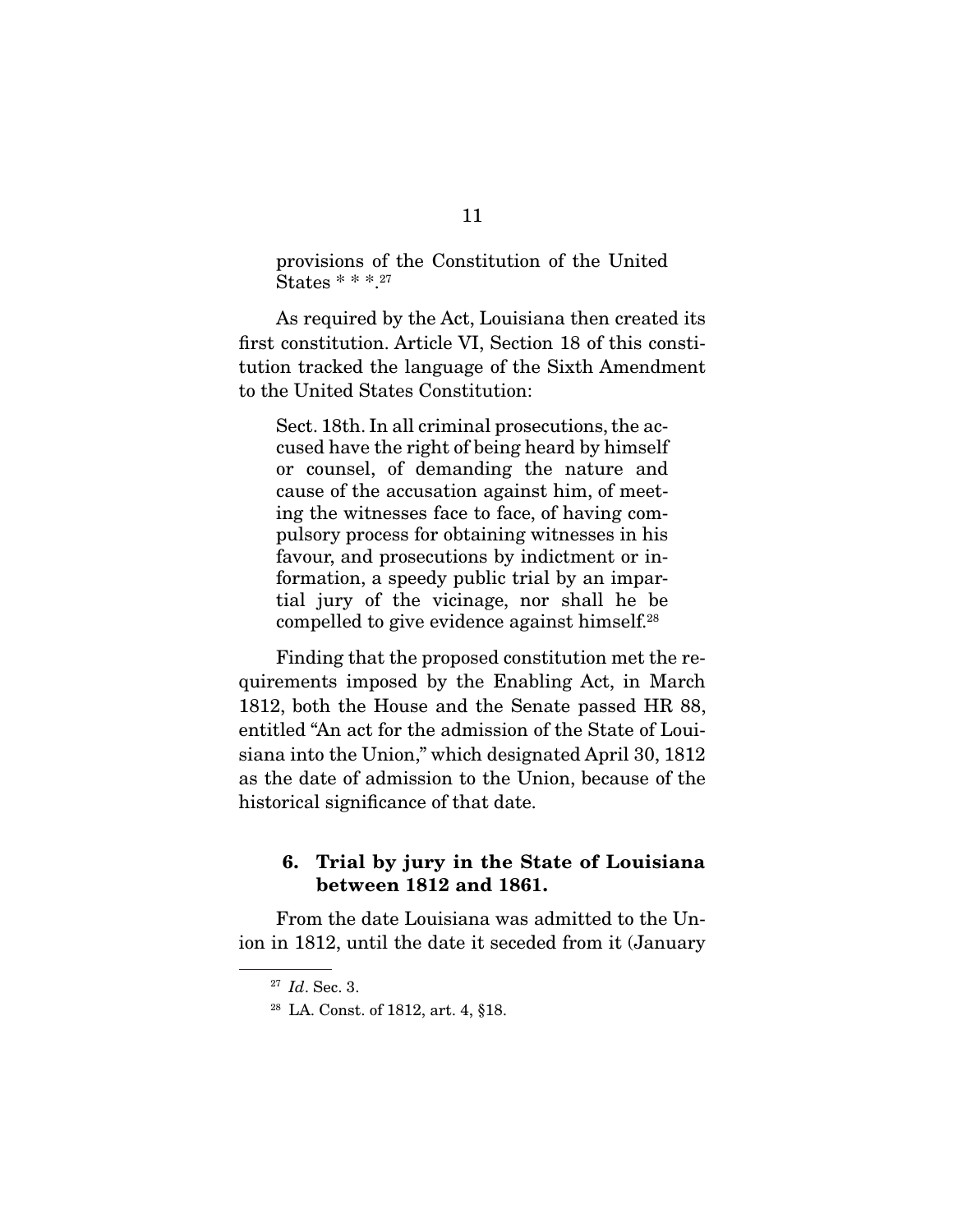> provisions of the Constitution of the United States * * *.[27]

As required by the Act, Louisiana then created its first constitution. Article VI, Section 18 of this constitution tracked the language of the Sixth Amendment to the United States Constitution:

> Sect. 18th. In all criminal prosecutions, the accused have the right of being heard by himself or counsel, of demanding the nature and cause of the accusation against him, of meeting the witnesses face to face, of having compulsory process for obtaining witnesses in his favour, and prosecutions by indictment or information, a speedy public trial by an impartial jury of the vicinage, nor shall he be compelled to give evidence against himself.[28]

Finding that the proposed constitution met the requirements imposed by the Enabling Act, in March 1812, both the House and the Senate passed HR 88, entitled "An act for the admission of the State of Louisiana into the Union," which designated April 30, 1812 as the date of admission to the Union, because of the historical significance of that date.

### 6. Trial by jury in the State of Louisiana between 1812 and 1861.

From the date Louisiana was admitted to the Union in 1812, until the date it seceded from it (January

---

[27] *Id*. Sec. 3.

[28] LA. Const. of 1812, art. 4, §18.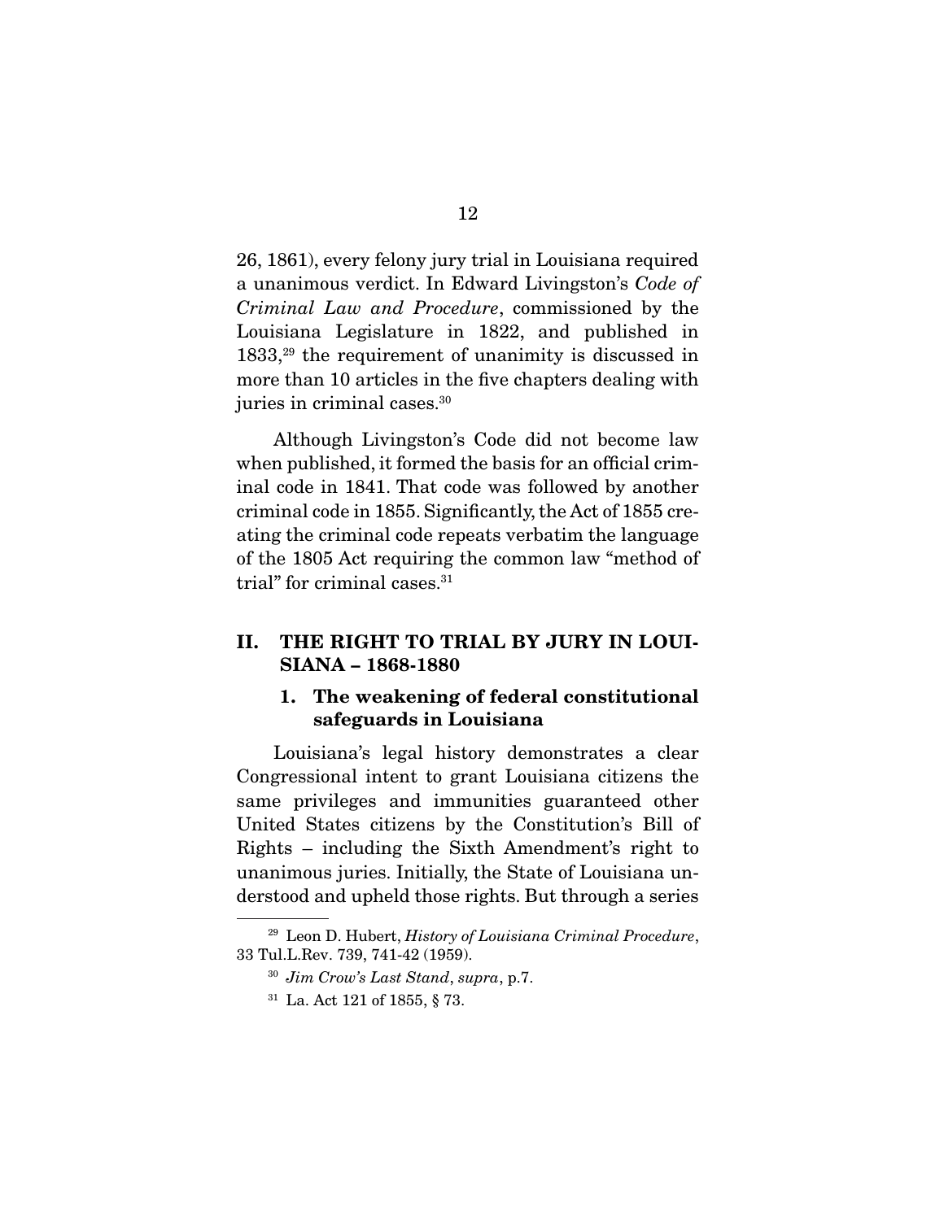26, 1861), every felony jury trial in Louisiana required a unanimous verdict. In Edward Livingston's *Code of Criminal Law and Procedure*, commissioned by the Louisiana Legislature in 1822, and published in 1833,[29] the requirement of unanimity is discussed in more than 10 articles in the five chapters dealing with juries in criminal cases.[30]

Although Livingston's Code did not become law when published, it formed the basis for an official criminal code in 1841. That code was followed by another criminal code in 1855. Significantly, the Act of 1855 creating the criminal code repeats verbatim the language of the 1805 Act requiring the common law "method of trial" for criminal cases.[31]

## II. THE RIGHT TO TRIAL BY JURY IN LOUISIANA – 1868-1880

### 1. The weakening of federal constitutional safeguards in Louisiana

Louisiana's legal history demonstrates a clear Congressional intent to grant Louisiana citizens the same privileges and immunities guaranteed other United States citizens by the Constitution's Bill of Rights – including the Sixth Amendment's right to unanimous juries. Initially, the State of Louisiana understood and upheld those rights. But through a series

---

[29] Leon D. Hubert, *History of Louisiana Criminal Procedure*, 33 Tul.L.Rev. 739, 741-42 (1959).

[30] *Jim Crow's Last Stand*, *supra*, p.7.

[31] La. Act 121 of 1855, § 73.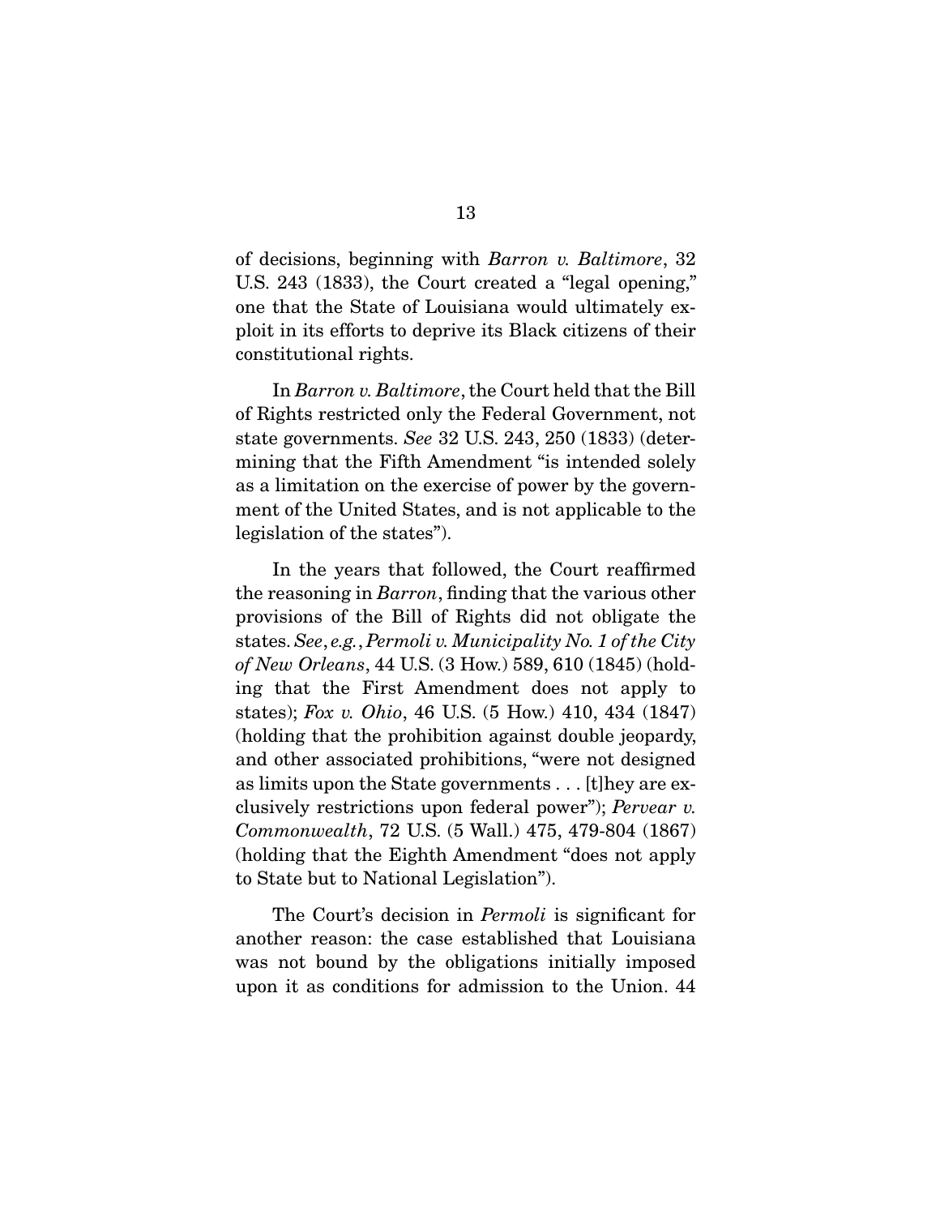of decisions, beginning with *Barron v. Baltimore*, 32 U.S. 243 (1833), the Court created a "legal opening," one that the State of Louisiana would ultimately exploit in its efforts to deprive its Black citizens of their constitutional rights.

In *Barron v. Baltimore*, the Court held that the Bill of Rights restricted only the Federal Government, not state governments. *See* 32 U.S. 243, 250 (1833) (determining that the Fifth Amendment "is intended solely as a limitation on the exercise of power by the government of the United States, and is not applicable to the legislation of the states").

In the years that followed, the Court reaffirmed the reasoning in *Barron*, finding that the various other provisions of the Bill of Rights did not obligate the states. *See*, *e.g.*, *Permoli v. Municipality No. 1 of the City of New Orleans*, 44 U.S. (3 How.) 589, 610 (1845) (holding that the First Amendment does not apply to states); *Fox v. Ohio*, 46 U.S. (5 How.) 410, 434 (1847) (holding that the prohibition against double jeopardy, and other associated prohibitions, "were not designed as limits upon the State governments . . . [t]hey are exclusively restrictions upon federal power"); *Pervear v. Commonwealth*, 72 U.S. (5 Wall.) 475, 479-804 (1867) (holding that the Eighth Amendment "does not apply to State but to National Legislation").

The Court's decision in *Permoli* is significant for another reason: the case established that Louisiana was not bound by the obligations initially imposed upon it as conditions for admission to the Union. 44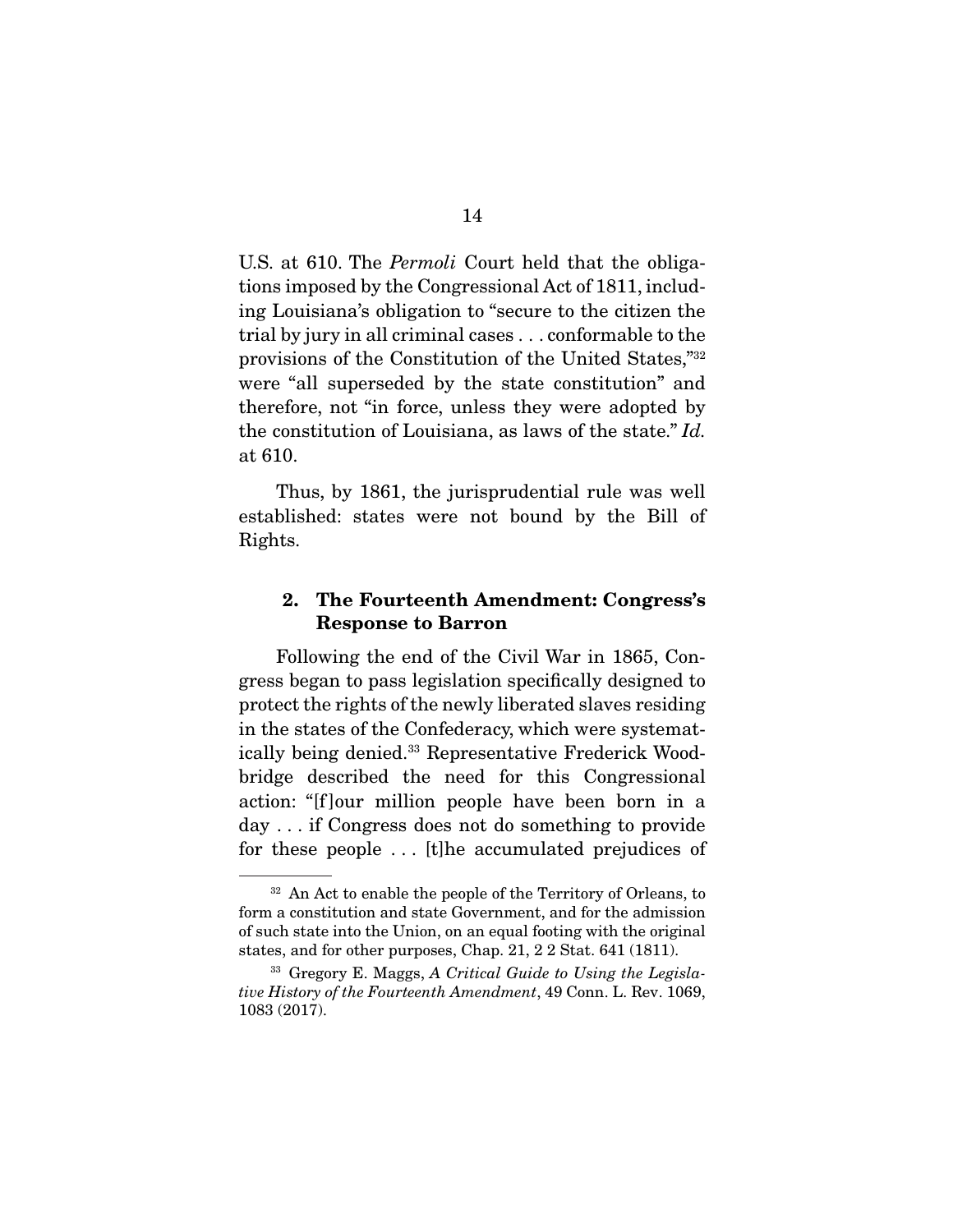U.S. at 610. The *Permoli* Court held that the obligations imposed by the Congressional Act of 1811, including Louisiana's obligation to "secure to the citizen the trial by jury in all criminal cases . . . conformable to the provisions of the Constitution of the United States,"[32] were "all superseded by the state constitution" and therefore, not "in force, unless they were adopted by the constitution of Louisiana, as laws of the state." *Id.* at 610.

Thus, by 1861, the jurisprudential rule was well established: states were not bound by the Bill of Rights.

### 2. The Fourteenth Amendment: Congress's Response to Barron

Following the end of the Civil War in 1865, Congress began to pass legislation specifically designed to protect the rights of the newly liberated slaves residing in the states of the Confederacy, which were systematically being denied.[33] Representative Frederick Woodbridge described the need for this Congressional action: "[f]our million people have been born in a day . . . if Congress does not do something to provide for these people . . . [t]he accumulated prejudices of

---

[32] An Act to enable the people of the Territory of Orleans, to form a constitution and state Government, and for the admission of such state into the Union, on an equal footing with the original states, and for other purposes, Chap. 21, 2 2 Stat. 641 (1811).

[33] Gregory E. Maggs, *A Critical Guide to Using the Legislative History of the Fourteenth Amendment*, 49 Conn. L. Rev. 1069, 1083 (2017).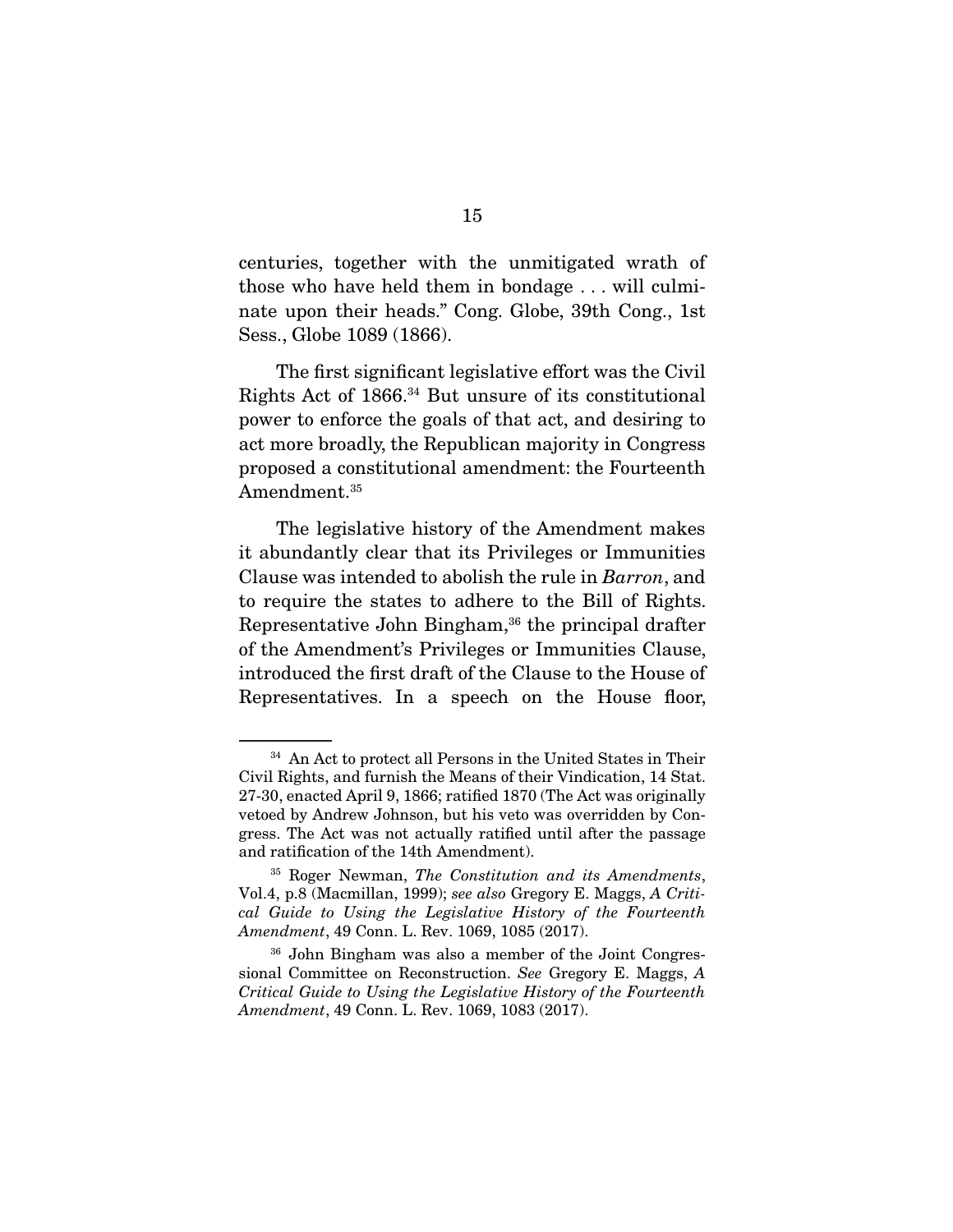centuries, together with the unmitigated wrath of those who have held them in bondage . . . will culminate upon their heads." Cong. Globe, 39th Cong., 1st Sess., Globe 1089 (1866).

The first significant legislative effort was the Civil Rights Act of 1866.[34] But unsure of its constitutional power to enforce the goals of that act, and desiring to act more broadly, the Republican majority in Congress proposed a constitutional amendment: the Fourteenth Amendment.[35]

The legislative history of the Amendment makes it abundantly clear that its Privileges or Immunities Clause was intended to abolish the rule in *Barron*, and to require the states to adhere to the Bill of Rights. Representative John Bingham,[36] the principal drafter of the Amendment's Privileges or Immunities Clause, introduced the first draft of the Clause to the House of Representatives. In a speech on the House floor,

---

[34] An Act to protect all Persons in the United States in Their Civil Rights, and furnish the Means of their Vindication, 14 Stat. 27-30, enacted April 9, 1866; ratified 1870 (The Act was originally vetoed by Andrew Johnson, but his veto was overridden by Congress. The Act was not actually ratified until after the passage and ratification of the 14th Amendment).

[35] Roger Newman, *The Constitution and its Amendments*, Vol.4, p.8 (Macmillan, 1999); *see also* Gregory E. Maggs, *A Critical Guide to Using the Legislative History of the Fourteenth Amendment*, 49 Conn. L. Rev. 1069, 1085 (2017).

[36] John Bingham was also a member of the Joint Congressional Committee on Reconstruction. *See* Gregory E. Maggs, *A Critical Guide to Using the Legislative History of the Fourteenth Amendment*, 49 Conn. L. Rev. 1069, 1083 (2017).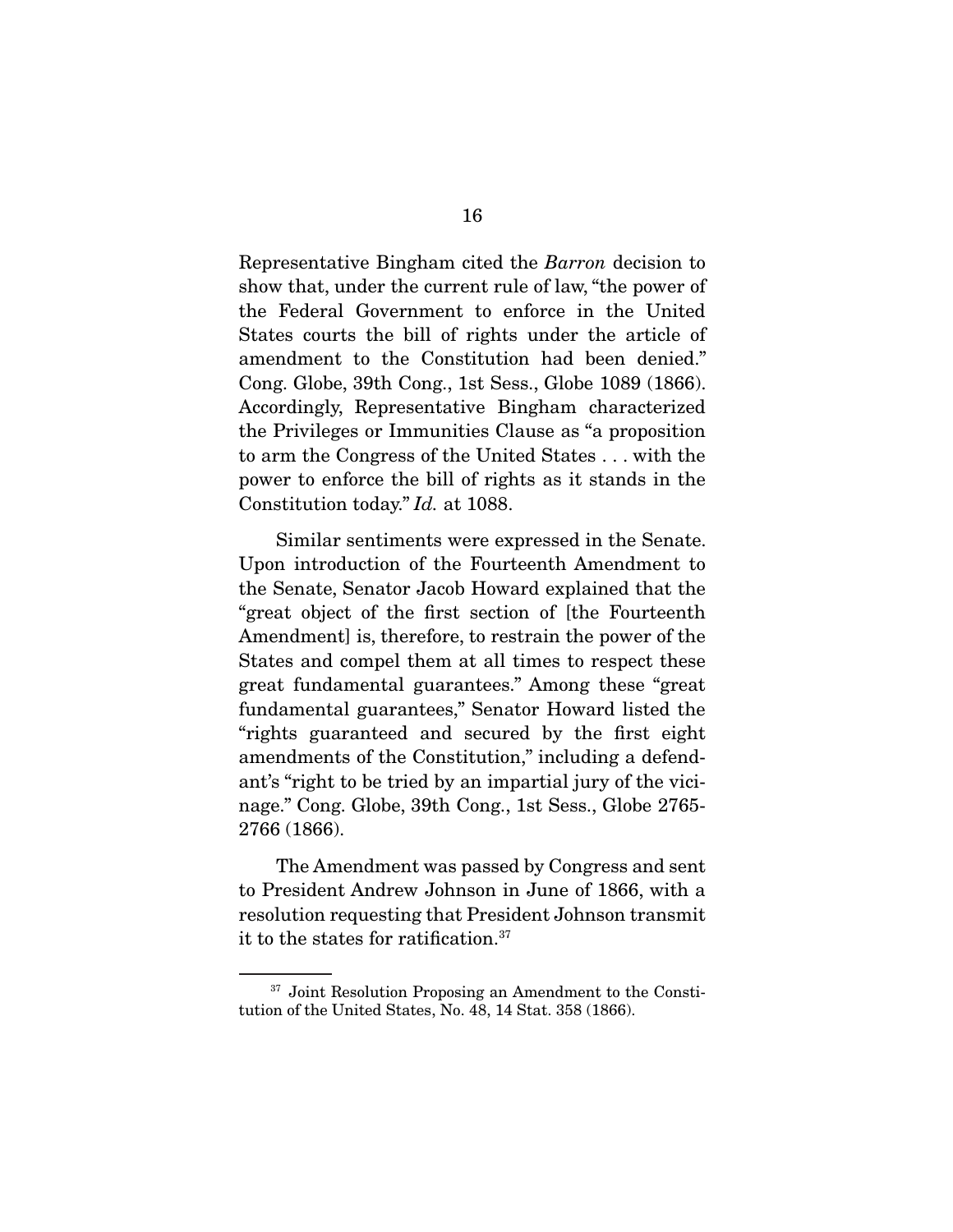Representative Bingham cited the *Barron* decision to show that, under the current rule of law, "the power of the Federal Government to enforce in the United States courts the bill of rights under the article of amendment to the Constitution had been denied." Cong. Globe, 39th Cong., 1st Sess., Globe 1089 (1866). Accordingly, Representative Bingham characterized the Privileges or Immunities Clause as "a proposition to arm the Congress of the United States . . . with the power to enforce the bill of rights as it stands in the Constitution today." *Id.* at 1088.

Similar sentiments were expressed in the Senate. Upon introduction of the Fourteenth Amendment to the Senate, Senator Jacob Howard explained that the "great object of the first section of [the Fourteenth Amendment] is, therefore, to restrain the power of the States and compel them at all times to respect these great fundamental guarantees." Among these "great fundamental guarantees," Senator Howard listed the "rights guaranteed and secured by the first eight amendments of the Constitution," including a defendant's "right to be tried by an impartial jury of the vicinage." Cong. Globe, 39th Cong., 1st Sess., Globe 2765-2766 (1866).

The Amendment was passed by Congress and sent to President Andrew Johnson in June of 1866, with a resolution requesting that President Johnson transmit it to the states for ratification.[37]

---

[37] Joint Resolution Proposing an Amendment to the Constitution of the United States, No. 48, 14 Stat. 358 (1866).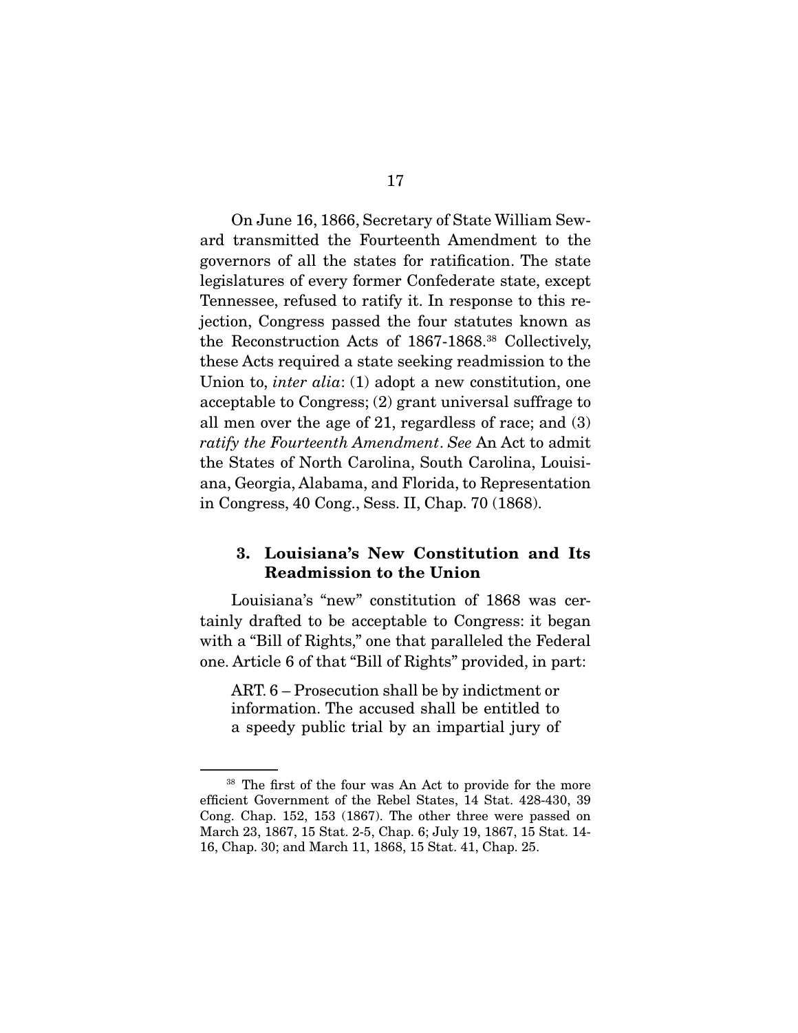On June 16, 1866, Secretary of State William Seward transmitted the Fourteenth Amendment to the governors of all the states for ratification. The state legislatures of every former Confederate state, except Tennessee, refused to ratify it. In response to this rejection, Congress passed the four statutes known as the Reconstruction Acts of 1867-1868.[38] Collectively, these Acts required a state seeking readmission to the Union to, *inter alia*: (1) adopt a new constitution, one acceptable to Congress; (2) grant universal suffrage to all men over the age of 21, regardless of race; and (3) *ratify the Fourteenth Amendment*. *See* An Act to admit the States of North Carolina, South Carolina, Louisiana, Georgia, Alabama, and Florida, to Representation in Congress, 40 Cong., Sess. II, Chap. 70 (1868).

### 3. Louisiana's New Constitution and Its Readmission to the Union

Louisiana's "new" constitution of 1868 was certainly drafted to be acceptable to Congress: it began with a "Bill of Rights," one that paralleled the Federal one. Article 6 of that "Bill of Rights" provided, in part:

> ART. 6 – Prosecution shall be by indictment or information. The accused shall be entitled to a speedy public trial by an impartial jury of

---

[38] The first of the four was An Act to provide for the more efficient Government of the Rebel States, 14 Stat. 428-430, 39 Cong. Chap. 152, 153 (1867). The other three were passed on March 23, 1867, 15 Stat. 2-5, Chap. 6; July 19, 1867, 15 Stat. 14-16, Chap. 30; and March 11, 1868, 15 Stat. 41, Chap. 25.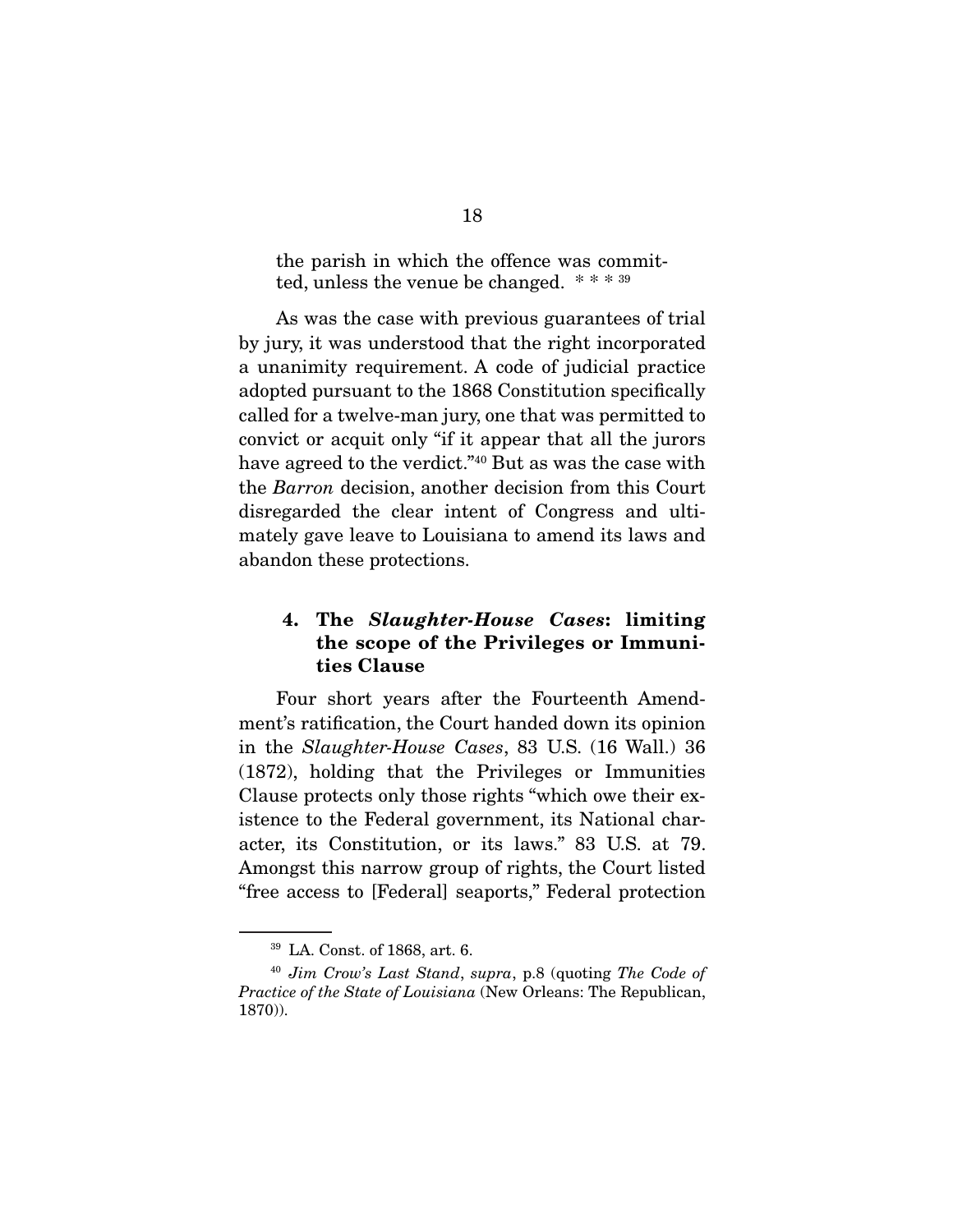the parish in which the offence was committed, unless the venue be changed. * * * [39]

As was the case with previous guarantees of trial by jury, it was understood that the right incorporated a unanimity requirement. A code of judicial practice adopted pursuant to the 1868 Constitution specifically called for a twelve-man jury, one that was permitted to convict or acquit only "if it appear that all the jurors have agreed to the verdict."[40] But as was the case with the *Barron* decision, another decision from this Court disregarded the clear intent of Congress and ultimately gave leave to Louisiana to amend its laws and abandon these protections.

### 4. The *Slaughter-House Cases*: limiting the scope of the Privileges or Immunities Clause

Four short years after the Fourteenth Amendment's ratification, the Court handed down its opinion in the *Slaughter-House Cases*, 83 U.S. (16 Wall.) 36 (1872), holding that the Privileges or Immunities Clause protects only those rights "which owe their existence to the Federal government, its National character, its Constitution, or its laws." 83 U.S. at 79. Amongst this narrow group of rights, the Court listed "free access to [Federal] seaports," Federal protection

---

[39] LA. Const. of 1868, art. 6.

[40] *Jim Crow's Last Stand*, *supra*, p.8 (quoting *The Code of Practice of the State of Louisiana* (New Orleans: The Republican, 1870)).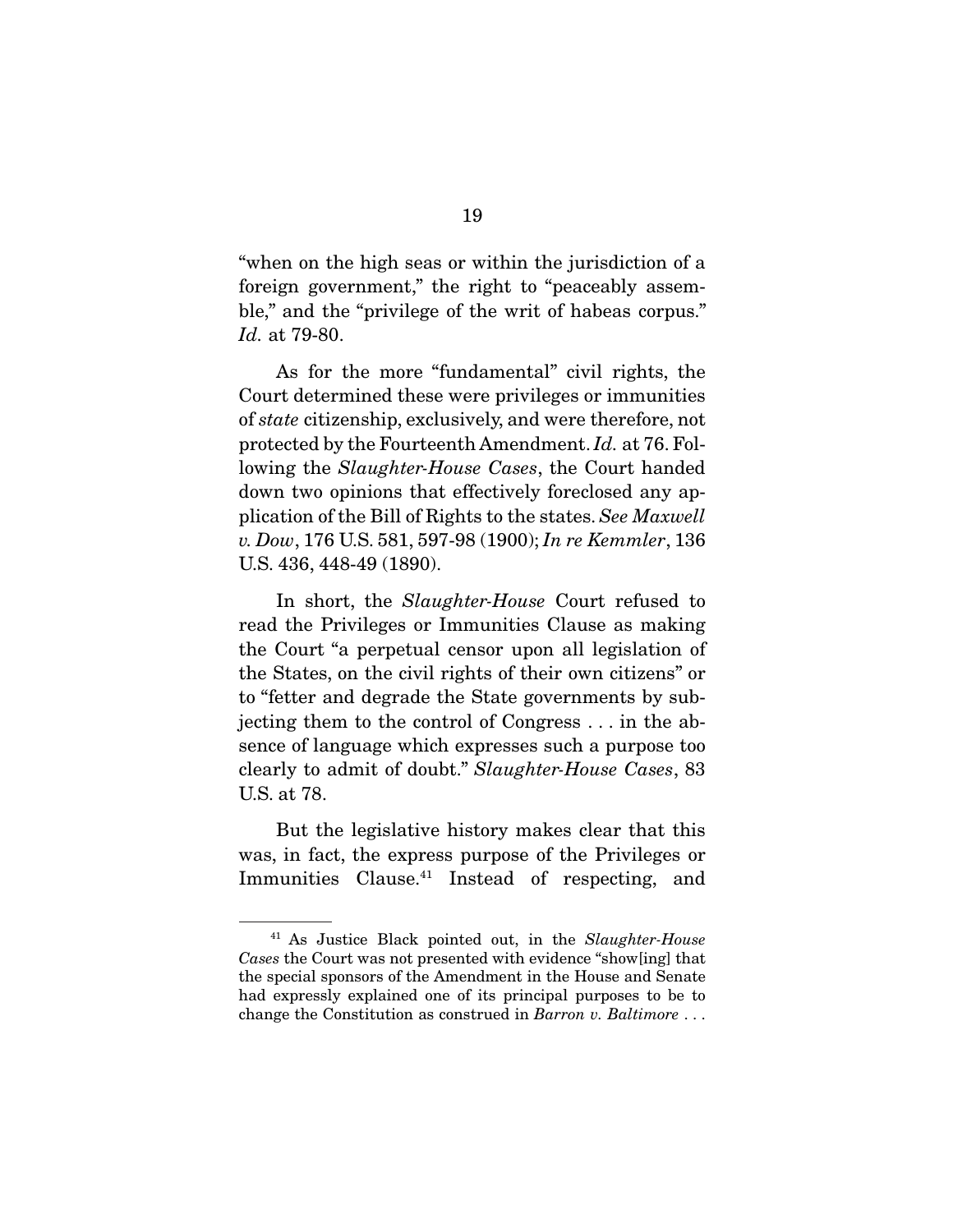"when on the high seas or within the jurisdiction of a foreign government," the right to "peaceably assemble," and the "privilege of the writ of habeas corpus." *Id.* at 79-80.

As for the more "fundamental" civil rights, the Court determined these were privileges or immunities of *state* citizenship, exclusively, and were therefore, not protected by the Fourteenth Amendment. *Id.* at 76. Following the *Slaughter-House Cases*, the Court handed down two opinions that effectively foreclosed any application of the Bill of Rights to the states. *See Maxwell v. Dow*, 176 U.S. 581, 597-98 (1900); *In re Kemmler*, 136 U.S. 436, 448-49 (1890).

In short, the *Slaughter-House* Court refused to read the Privileges or Immunities Clause as making the Court "a perpetual censor upon all legislation of the States, on the civil rights of their own citizens" or to "fetter and degrade the State governments by subjecting them to the control of Congress . . . in the absence of language which expresses such a purpose too clearly to admit of doubt." *Slaughter-House Cases*, 83 U.S. at 78.

But the legislative history makes clear that this was, in fact, the express purpose of the Privileges or Immunities Clause.[41] Instead of respecting, and

---

[41] As Justice Black pointed out, in the *Slaughter-House Cases* the Court was not presented with evidence "show[ing] that the special sponsors of the Amendment in the House and Senate had expressly explained one of its principal purposes to be to change the Constitution as construed in *Barron v. Baltimore* . . .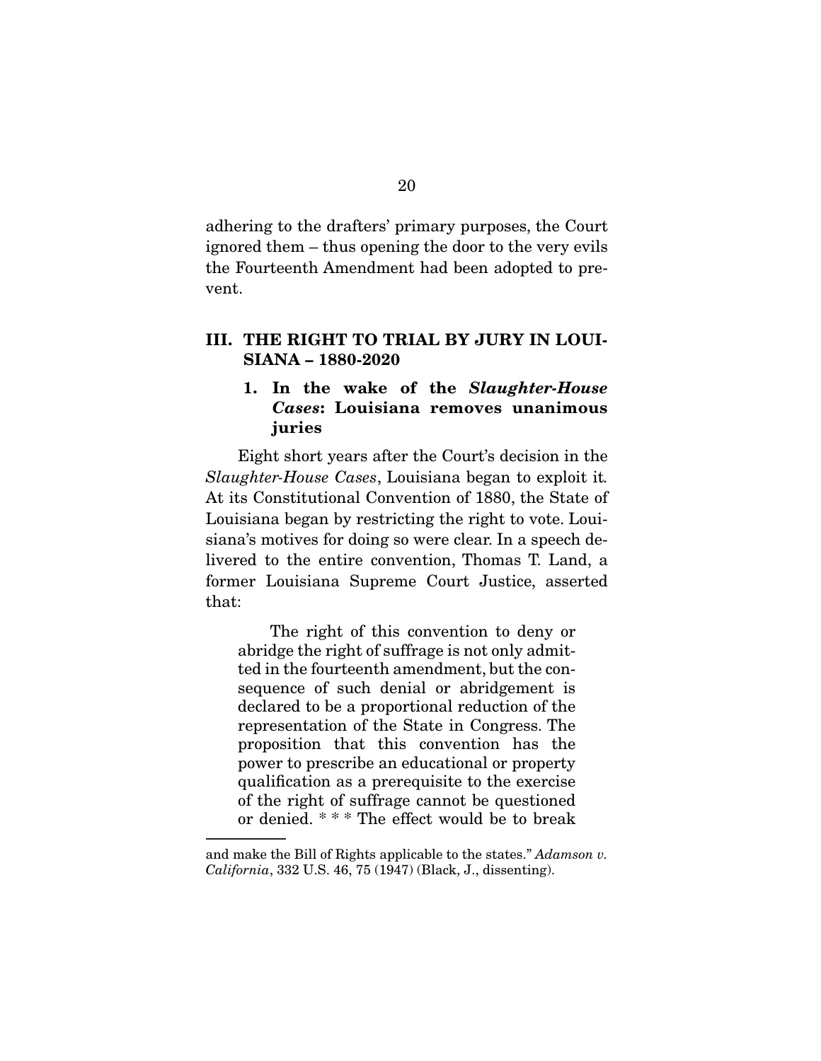adhering to the drafters' primary purposes, the Court ignored them – thus opening the door to the very evils the Fourteenth Amendment had been adopted to prevent.

## III. THE RIGHT TO TRIAL BY JURY IN LOUISIANA – 1880-2020

### 1. In the wake of the *Slaughter-House Cases*: Louisiana removes unanimous juries

Eight short years after the Court's decision in the *Slaughter-House Cases*, Louisiana began to exploit it. At its Constitutional Convention of 1880, the State of Louisiana began by restricting the right to vote. Louisiana's motives for doing so were clear. In a speech delivered to the entire convention, Thomas T. Land, a former Louisiana Supreme Court Justice, asserted that:

> The right of this convention to deny or abridge the right of suffrage is not only admitted in the fourteenth amendment, but the consequence of such denial or abridgement is declared to be a proportional reduction of the representation of the State in Congress. The proposition that this convention has the power to prescribe an educational or property qualification as a prerequisite to the exercise of the right of suffrage cannot be questioned or denied. * * * The effect would be to break

---

and make the Bill of Rights applicable to the states." *Adamson v. California*, 332 U.S. 46, 75 (1947) (Black, J., dissenting).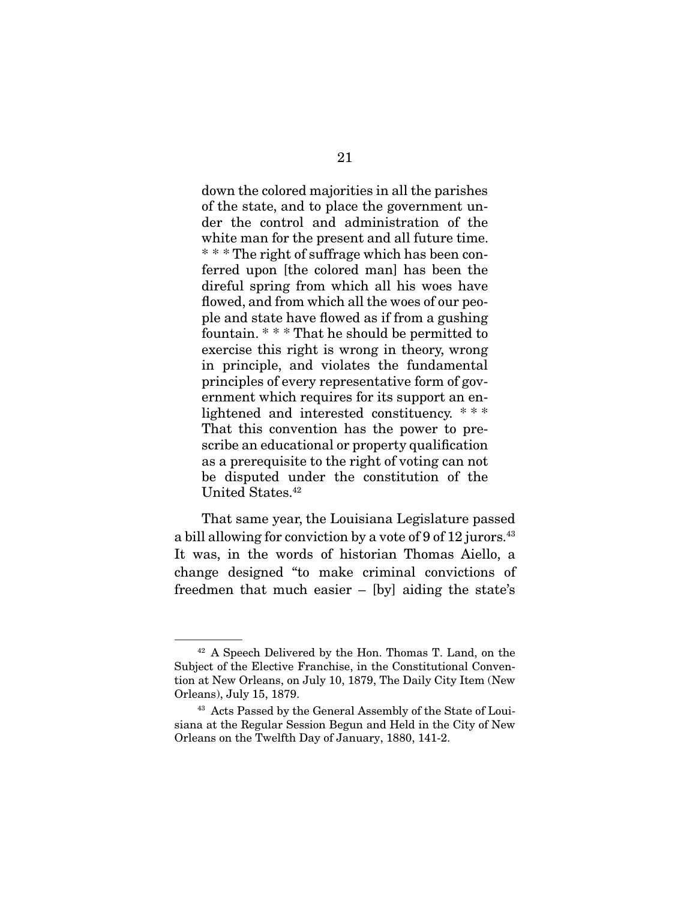> down the colored majorities in all the parishes of the state, and to place the government under the control and administration of the white man for the present and all future time. * * * The right of suffrage which has been conferred upon [the colored man] has been the direful spring from which all his woes have flowed, and from which all the woes of our people and state have flowed as if from a gushing fountain. * * * That he should be permitted to exercise this right is wrong in theory, wrong in principle, and violates the fundamental principles of every representative form of government which requires for its support an enlightened and interested constituency. * * * That this convention has the power to prescribe an educational or property qualification as a prerequisite to the right of voting can not be disputed under the constitution of the United States.[42]

That same year, the Louisiana Legislature passed a bill allowing for conviction by a vote of 9 of 12 jurors.[43] It was, in the words of historian Thomas Aiello, a change designed "to make criminal convictions of freedmen that much easier – [by] aiding the state's

---

[42] A Speech Delivered by the Hon. Thomas T. Land, on the Subject of the Elective Franchise, in the Constitutional Convention at New Orleans, on July 10, 1879, The Daily City Item (New Orleans), July 15, 1879.

[43] Acts Passed by the General Assembly of the State of Louisiana at the Regular Session Begun and Held in the City of New Orleans on the Twelfth Day of January, 1880, 141-2.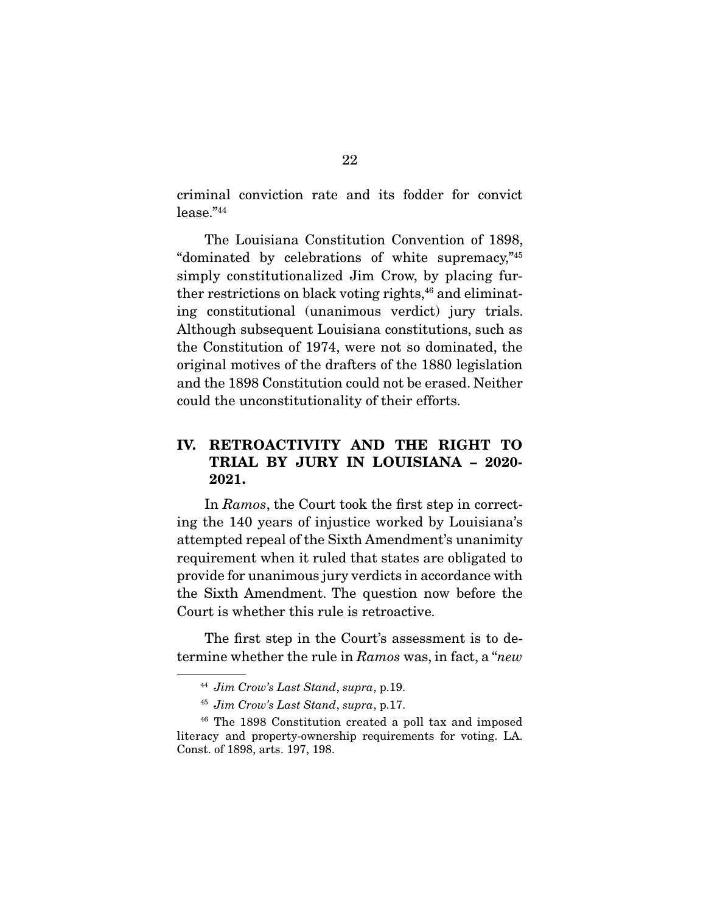criminal conviction rate and its fodder for convict lease."[44]

The Louisiana Constitution Convention of 1898, "dominated by celebrations of white supremacy,"[45] simply constitutionalized Jim Crow, by placing further restrictions on black voting rights,[46] and eliminating constitutional (unanimous verdict) jury trials. Although subsequent Louisiana constitutions, such as the Constitution of 1974, were not so dominated, the original motives of the drafters of the 1880 legislation and the 1898 Constitution could not be erased. Neither could the unconstitutionality of their efforts.

## IV. RETROACTIVITY AND THE RIGHT TO TRIAL BY JURY IN LOUISIANA – 2020-2021.

In *Ramos*, the Court took the first step in correcting the 140 years of injustice worked by Louisiana's attempted repeal of the Sixth Amendment's unanimity requirement when it ruled that states are obligated to provide for unanimous jury verdicts in accordance with the Sixth Amendment. The question now before the Court is whether this rule is retroactive.

The first step in the Court's assessment is to determine whether the rule in *Ramos* was, in fact, a "*new*

---

[44] *Jim Crow's Last Stand*, *supra*, p.19.

[45] *Jim Crow's Last Stand*, *supra*, p.17.

[46] The 1898 Constitution created a poll tax and imposed literacy and property-ownership requirements for voting. LA. Const. of 1898, arts. 197, 198.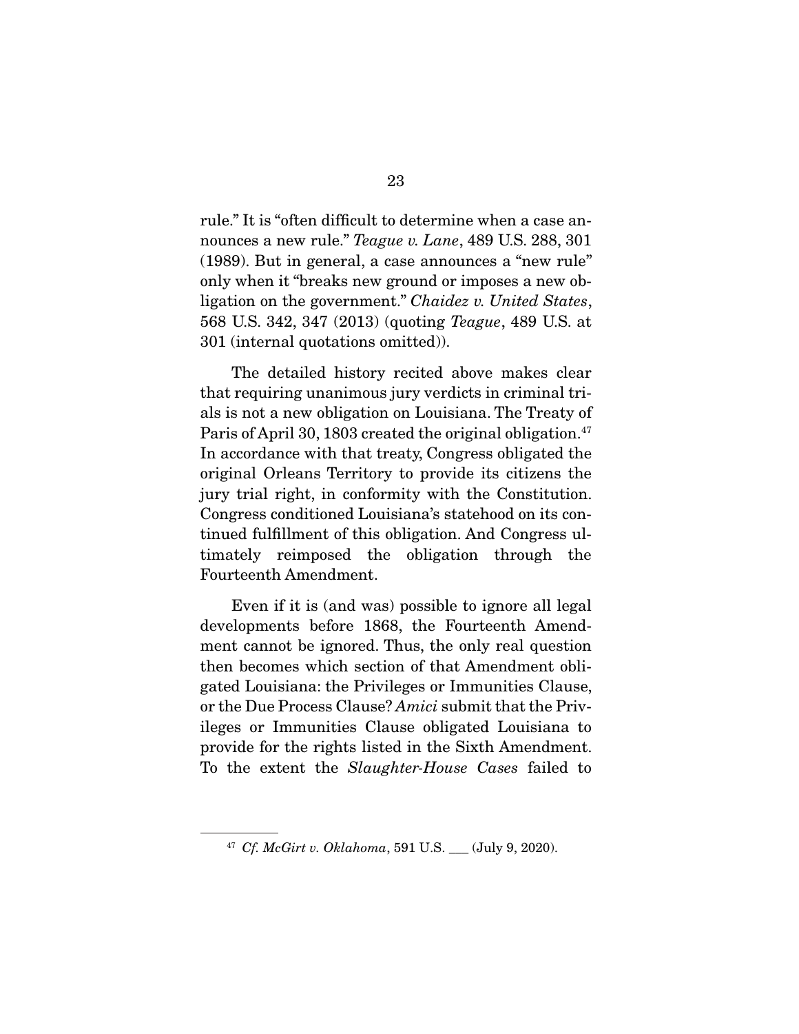rule." It is "often difficult to determine when a case announces a new rule." *Teague v. Lane*, 489 U.S. 288, 301 (1989). But in general, a case announces a "new rule" only when it "breaks new ground or imposes a new obligation on the government." *Chaidez v. United States*, 568 U.S. 342, 347 (2013) (quoting *Teague*, 489 U.S. at 301 (internal quotations omitted)).

The detailed history recited above makes clear that requiring unanimous jury verdicts in criminal trials is not a new obligation on Louisiana. The Treaty of Paris of April 30, 1803 created the original obligation.[47] In accordance with that treaty, Congress obligated the original Orleans Territory to provide its citizens the jury trial right, in conformity with the Constitution. Congress conditioned Louisiana's statehood on its continued fulfillment of this obligation. And Congress ultimately reimposed the obligation through the Fourteenth Amendment.

Even if it is (and was) possible to ignore all legal developments before 1868, the Fourteenth Amendment cannot be ignored. Thus, the only real question then becomes which section of that Amendment obligated Louisiana: the Privileges or Immunities Clause, or the Due Process Clause? *Amici* submit that the Privileges or Immunities Clause obligated Louisiana to provide for the rights listed in the Sixth Amendment. To the extent the *Slaughter-House Cases* failed to

---

[47] *Cf. McGirt v. Oklahoma*, 591 U.S. ___ (July 9, 2020).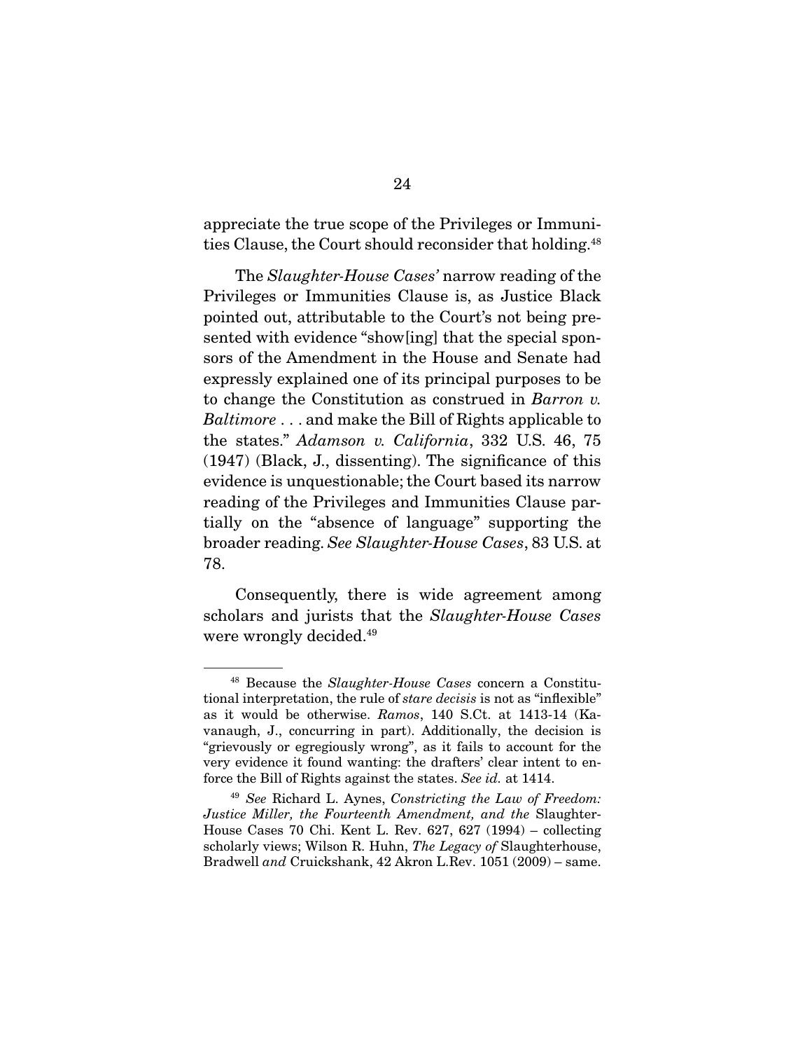appreciate the true scope of the Privileges or Immunities Clause, the Court should reconsider that holding.[48]

The *Slaughter-House Cases'* narrow reading of the Privileges or Immunities Clause is, as Justice Black pointed out, attributable to the Court's not being presented with evidence "show[ing] that the special sponsors of the Amendment in the House and Senate had expressly explained one of its principal purposes to be to change the Constitution as construed in *Barron v. Baltimore* . . . and make the Bill of Rights applicable to the states." *Adamson v. California*, 332 U.S. 46, 75 (1947) (Black, J., dissenting). The significance of this evidence is unquestionable; the Court based its narrow reading of the Privileges and Immunities Clause partially on the "absence of language" supporting the broader reading. *See Slaughter-House Cases*, 83 U.S. at 78.

Consequently, there is wide agreement among scholars and jurists that the *Slaughter-House Cases* were wrongly decided.[49]

---

[48] Because the *Slaughter-House Cases* concern a Constitutional interpretation, the rule of *stare decisis* is not as "inflexible" as it would be otherwise. *Ramos*, 140 S.Ct. at 1413-14 (Kavanaugh, J., concurring in part). Additionally, the decision is "grievously or egregiously wrong", as it fails to account for the very evidence it found wanting: the drafters' clear intent to enforce the Bill of Rights against the states. *See id.* at 1414.

[49] *See* Richard L. Aynes, *Constricting the Law of Freedom: Justice Miller, the Fourteenth Amendment, and the* Slaughter-House Cases 70 Chi. Kent L. Rev. 627, 627 (1994) – collecting scholarly views; Wilson R. Huhn, *The Legacy of* Slaughterhouse, Bradwell *and* Cruickshank, 42 Akron L.Rev. 1051 (2009) – same.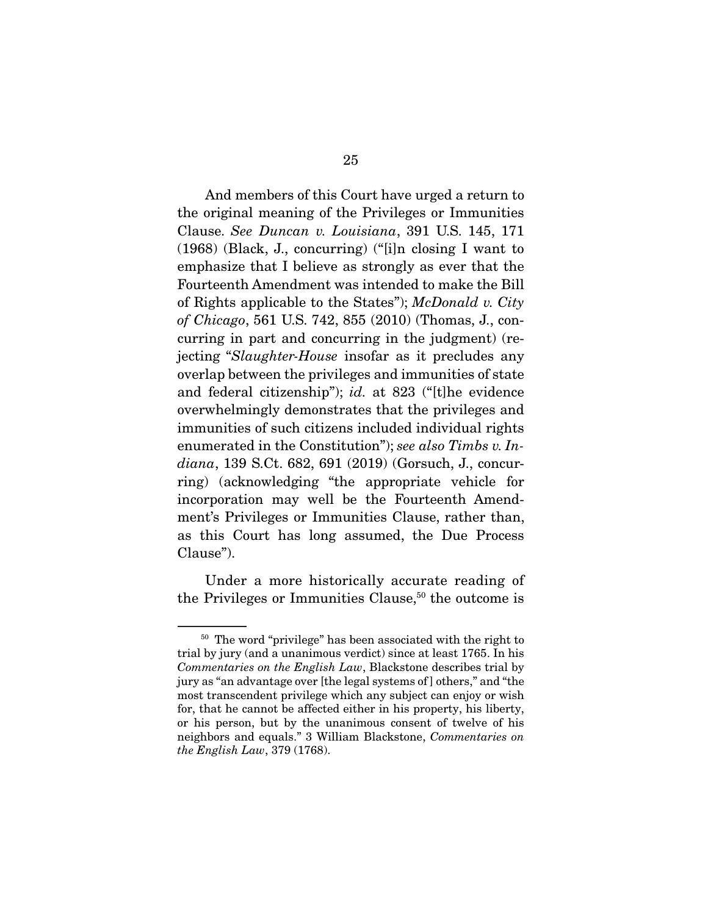And members of this Court have urged a return to the original meaning of the Privileges or Immunities Clause. *See Duncan v. Louisiana*, 391 U.S. 145, 171 (1968) (Black, J., concurring) ("[i]n closing I want to emphasize that I believe as strongly as ever that the Fourteenth Amendment was intended to make the Bill of Rights applicable to the States"); *McDonald v. City of Chicago*, 561 U.S. 742, 855 (2010) (Thomas, J., concurring in part and concurring in the judgment) (rejecting "*Slaughter-House* insofar as it precludes any overlap between the privileges and immunities of state and federal citizenship"); *id.* at 823 ("[t]he evidence overwhelmingly demonstrates that the privileges and immunities of such citizens included individual rights enumerated in the Constitution"); *see also Timbs v. Indiana*, 139 S.Ct. 682, 691 (2019) (Gorsuch, J., concurring) (acknowledging "the appropriate vehicle for incorporation may well be the Fourteenth Amendment's Privileges or Immunities Clause, rather than, as this Court has long assumed, the Due Process Clause").

Under a more historically accurate reading of the Privileges or Immunities Clause,[50] the outcome is

---

[50] The word "privilege" has been associated with the right to trial by jury (and a unanimous verdict) since at least 1765. In his *Commentaries on the English Law*, Blackstone describes trial by jury as "an advantage over [the legal systems of] others," and "the most transcendent privilege which any subject can enjoy or wish for, that he cannot be affected either in his property, his liberty, or his person, but by the unanimous consent of twelve of his neighbors and equals." 3 William Blackstone, *Commentaries on the English Law*, 379 (1768).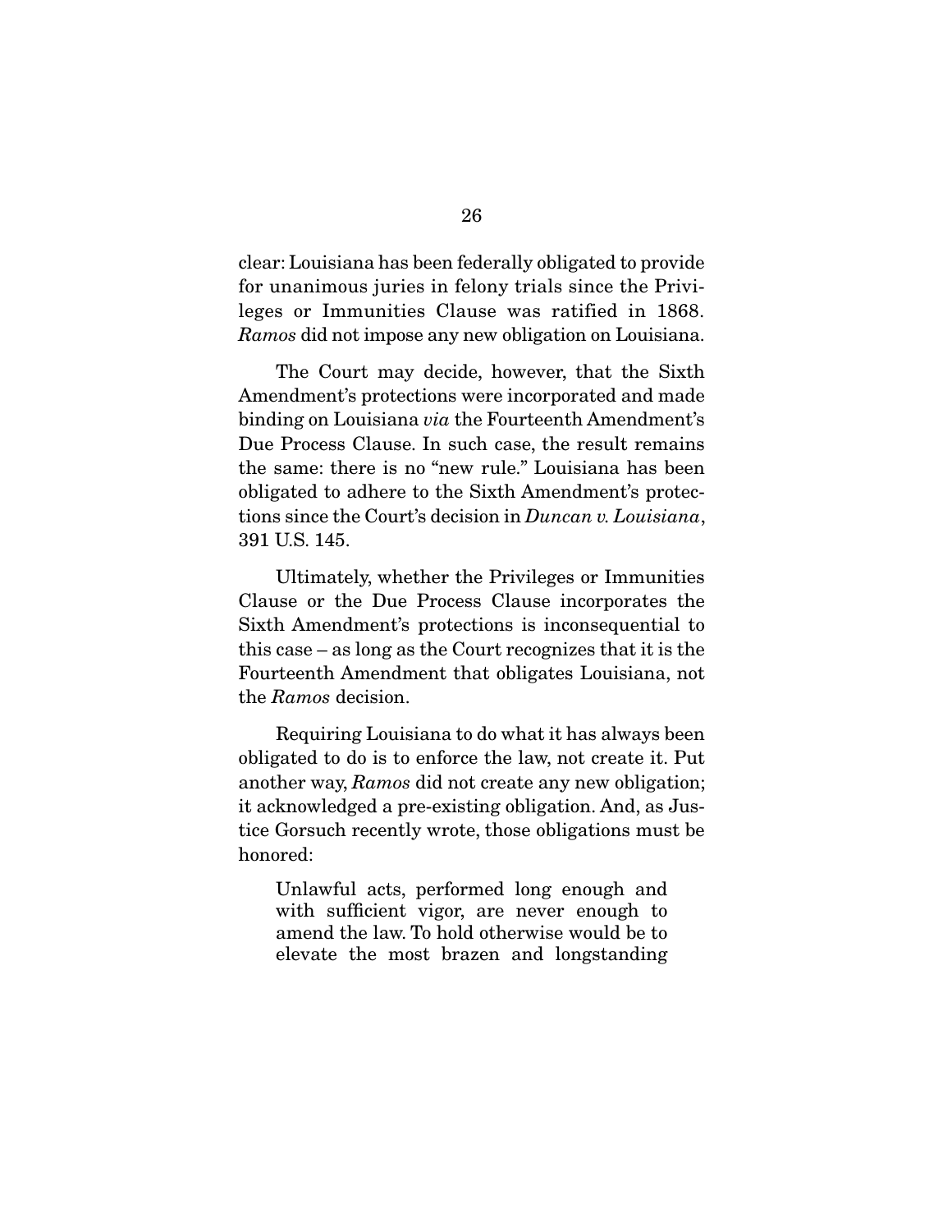clear: Louisiana has been federally obligated to provide for unanimous juries in felony trials since the Privileges or Immunities Clause was ratified in 1868. *Ramos* did not impose any new obligation on Louisiana.

The Court may decide, however, that the Sixth Amendment's protections were incorporated and made binding on Louisiana *via* the Fourteenth Amendment's Due Process Clause. In such case, the result remains the same: there is no "new rule." Louisiana has been obligated to adhere to the Sixth Amendment's protections since the Court's decision in *Duncan v. Louisiana*, 391 U.S. 145.

Ultimately, whether the Privileges or Immunities Clause or the Due Process Clause incorporates the Sixth Amendment's protections is inconsequential to this case – as long as the Court recognizes that it is the Fourteenth Amendment that obligates Louisiana, not the *Ramos* decision.

Requiring Louisiana to do what it has always been obligated to do is to enforce the law, not create it. Put another way, *Ramos* did not create any new obligation; it acknowledged a pre-existing obligation. And, as Justice Gorsuch recently wrote, those obligations must be honored:

> Unlawful acts, performed long enough and with sufficient vigor, are never enough to amend the law. To hold otherwise would be to elevate the most brazen and longstanding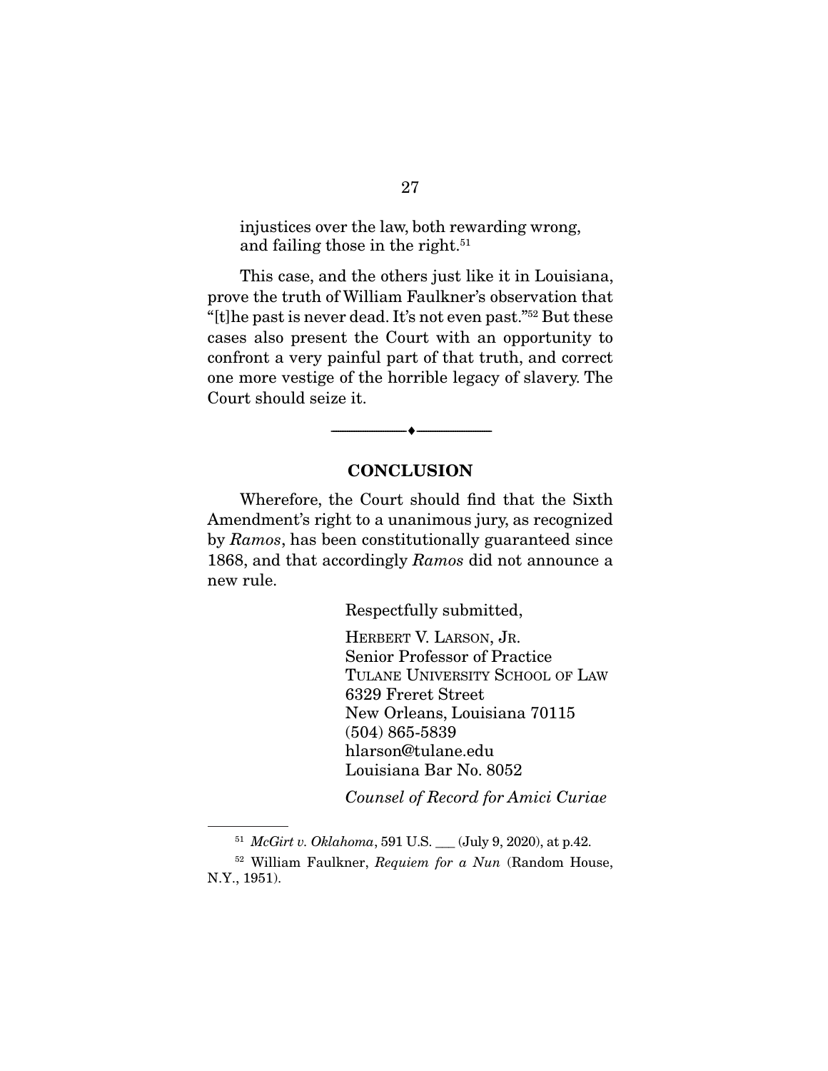injustices over the law, both rewarding wrong, and failing those in the right.[51]

This case, and the others just like it in Louisiana, prove the truth of William Faulkner's observation that "[t]he past is never dead. It's not even past."[52] But these cases also present the Court with an opportunity to confront a very painful part of that truth, and correct one more vestige of the horrible legacy of slavery. The Court should seize it.

## CONCLUSION

Wherefore, the Court should find that the Sixth Amendment's right to a unanimous jury, as recognized by *Ramos*, has been constitutionally guaranteed since 1868, and that accordingly *Ramos* did not announce a new rule.

Respectfully submitted,

HERBERT V. LARSON, JR.
Senior Professor of Practice
TULANE UNIVERSITY SCHOOL OF LAW
6329 Freret Street
New Orleans, Louisiana 70115
(504) 865-5839
hlarson@tulane.edu
Louisiana Bar No. 8052

*Counsel of Record for Amici Curiae*

---

[51] *McGirt v. Oklahoma*, 591 U.S. ___ (July 9, 2020), at p.42.

[52] William Faulkner, *Requiem for a Nun* (Random House, N.Y., 1951).